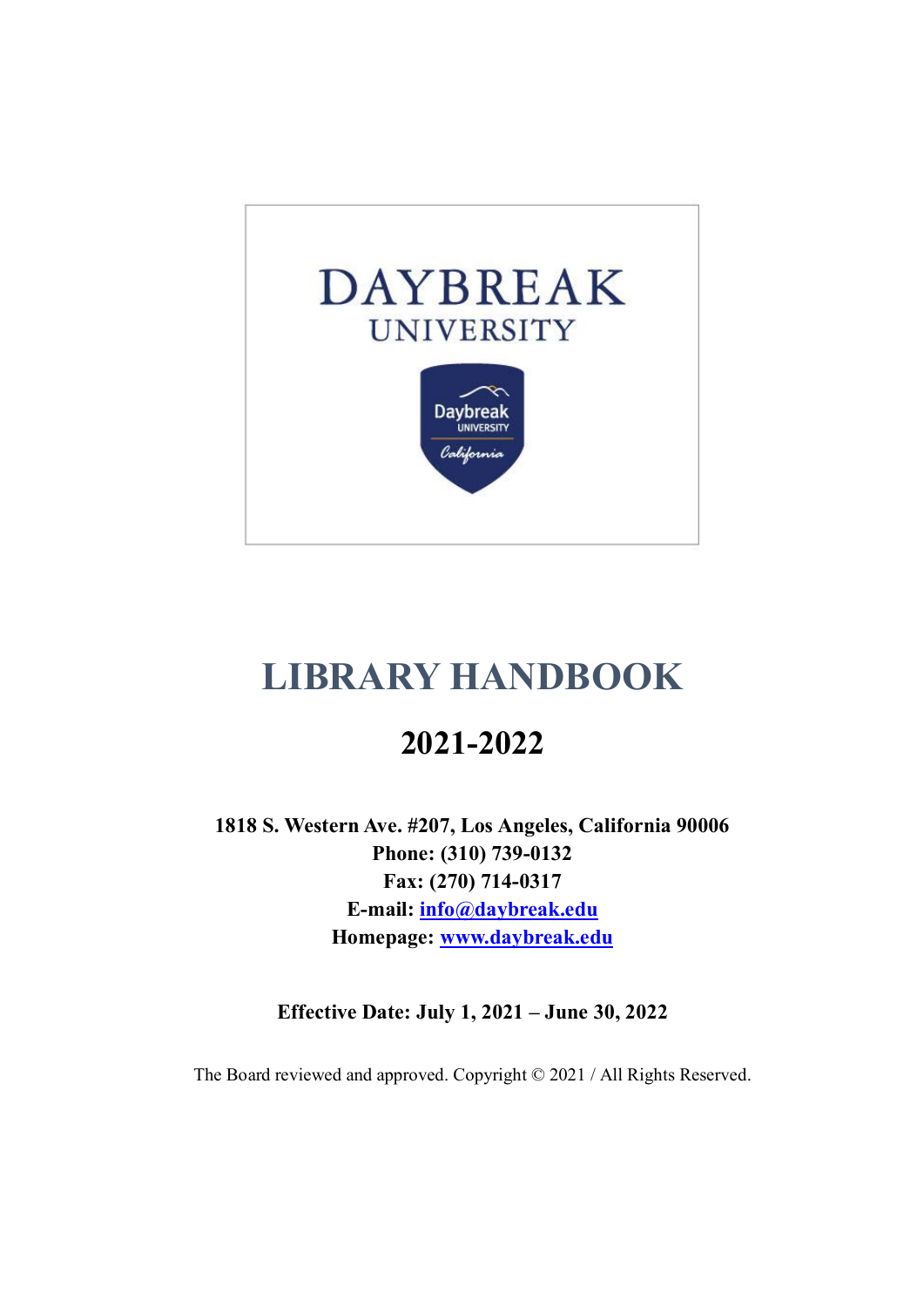DAYBREAK
UNIVERSITY

# LIBRARY HANDBOOK

## 2021-2022

**1818 S. Western Ave. #207, Los Angeles, California 90006**
**Phone: (310) 739-0132**
**Fax: (270) 714-0317**
**E-mail: [info@daybreak.edu](mailto:info@daybreak.edu)**
**Homepage: [www.daybreak.edu](http://www.daybreak.edu)**

**Effective Date: July 1, 2021 – June 30, 2022**

The Board reviewed and approved. Copyright © 2021 / All Rights Reserved.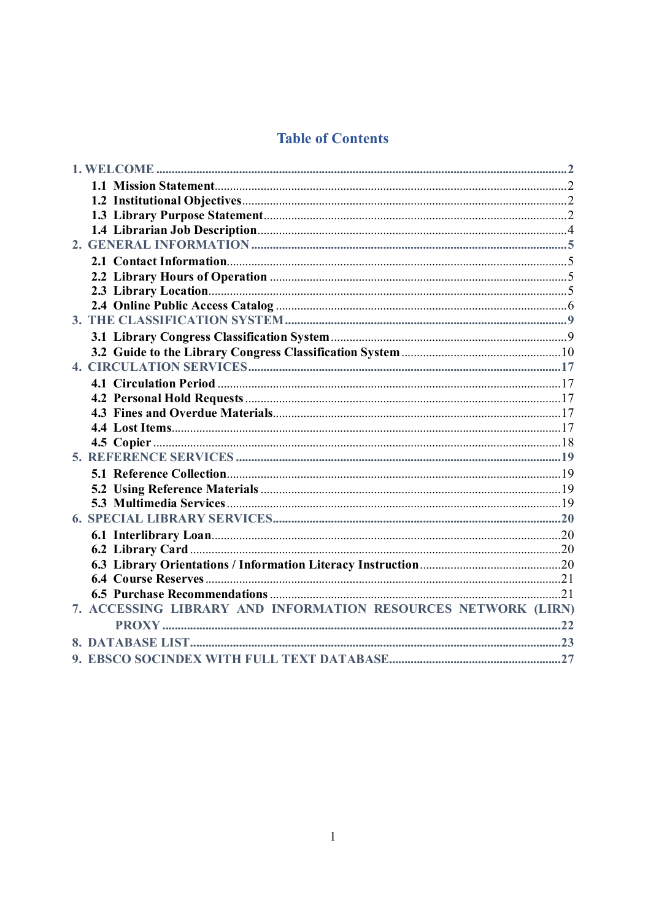# Table of Contents

- 1. WELCOME ........ 2
  - 1.1 Mission Statement ........ 2
  - 1.2 Institutional Objectives ........ 2
  - 1.3 Library Purpose Statement ........ 2
  - 1.4 Librarian Job Description ........ 4
- 2. GENERAL INFORMATION ........ 5
  - 2.1 Contact Information ........ 5
  - 2.2 Library Hours of Operation ........ 5
  - 2.3 Library Location ........ 5
  - 2.4 Online Public Access Catalog ........ 6
- 3. THE CLASSIFICATION SYSTEM ........ 9
  - 3.1 Library Congress Classification System ........ 9
  - 3.2 Guide to the Library Congress Classification System ........ 10
- 4. CIRCULATION SERVICES ........ 17
  - 4.1 Circulation Period ........ 17
  - 4.2 Personal Hold Requests ........ 17
  - 4.3 Fines and Overdue Materials ........ 17
  - 4.4 Lost Items ........ 17
  - 4.5 Copier ........ 18
- 5. REFERENCE SERVICES ........ 19
  - 5.1 Reference Collection ........ 19
  - 5.2 Using Reference Materials ........ 19
  - 5.3 Multimedia Services ........ 19
- 6. SPECIAL LIBRARY SERVICES ........ 20
  - 6.1 Interlibrary Loan ........ 20
  - 6.2 Library Card ........ 20
  - 6.3 Library Orientations / Information Literacy Instruction ........ 20
  - 6.4 Course Reserves ........ 21
  - 6.5 Purchase Recommendations ........ 21
- 7. ACCESSING LIBRARY AND INFORMATION RESOURCES NETWORK (LIRN) PROXY ........ 22
- 8. DATABASE LIST ........ 23
- 9. EBSCO SOCINDEX WITH FULL TEXT DATABASE ........ 27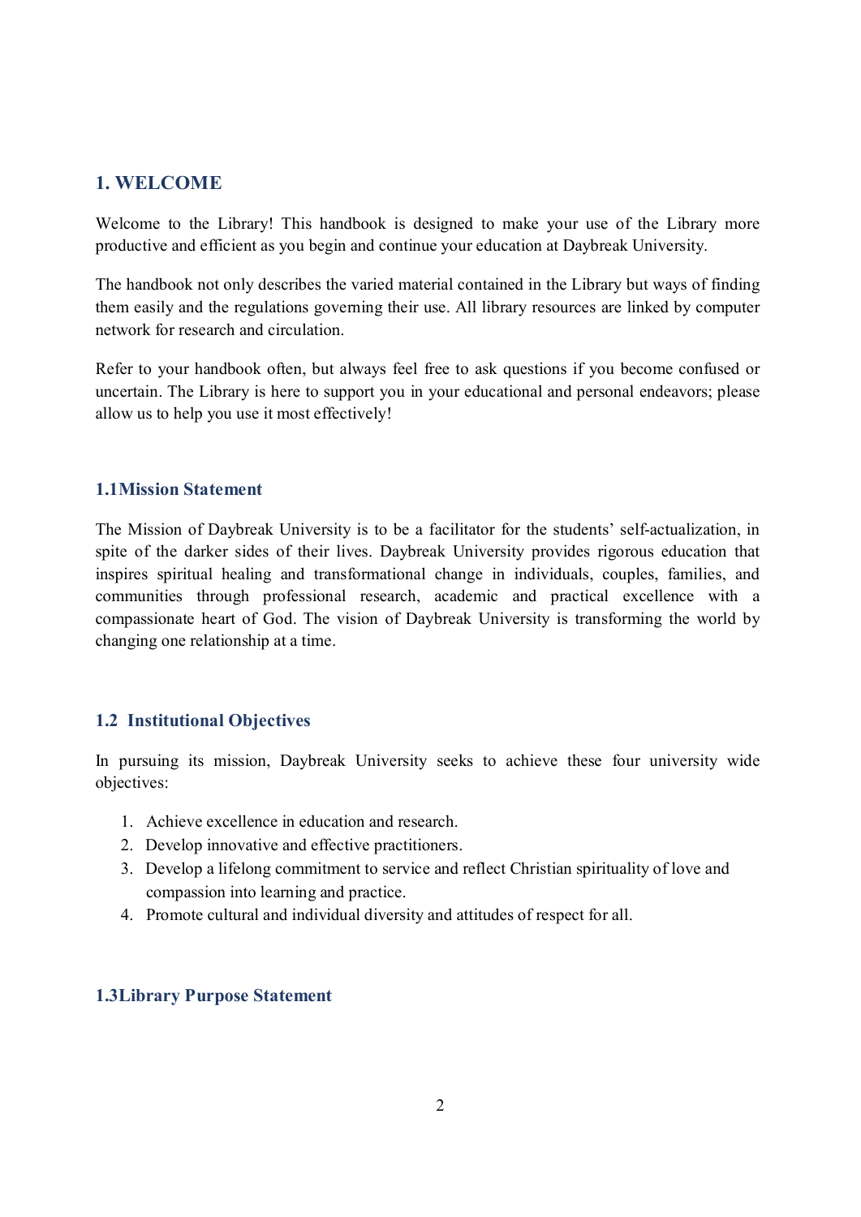# 1. WELCOME

Welcome to the Library! This handbook is designed to make your use of the Library more productive and efficient as you begin and continue your education at Daybreak University.

The handbook not only describes the varied material contained in the Library but ways of finding them easily and the regulations governing their use. All library resources are linked by computer network for research and circulation.

Refer to your handbook often, but always feel free to ask questions if you become confused or uncertain. The Library is here to support you in your educational and personal endeavors; please allow us to help you use it most effectively!

## 1.1 Mission Statement

The Mission of Daybreak University is to be a facilitator for the students' self-actualization, in spite of the darker sides of their lives. Daybreak University provides rigorous education that inspires spiritual healing and transformational change in individuals, couples, families, and communities through professional research, academic and practical excellence with a compassionate heart of God. The vision of Daybreak University is transforming the world by changing one relationship at a time.

## 1.2 Institutional Objectives

In pursuing its mission, Daybreak University seeks to achieve these four university wide objectives:

1. Achieve excellence in education and research.
2. Develop innovative and effective practitioners.
3. Develop a lifelong commitment to service and reflect Christian spirituality of love and compassion into learning and practice.
4. Promote cultural and individual diversity and attitudes of respect for all.

## 1.3 Library Purpose Statement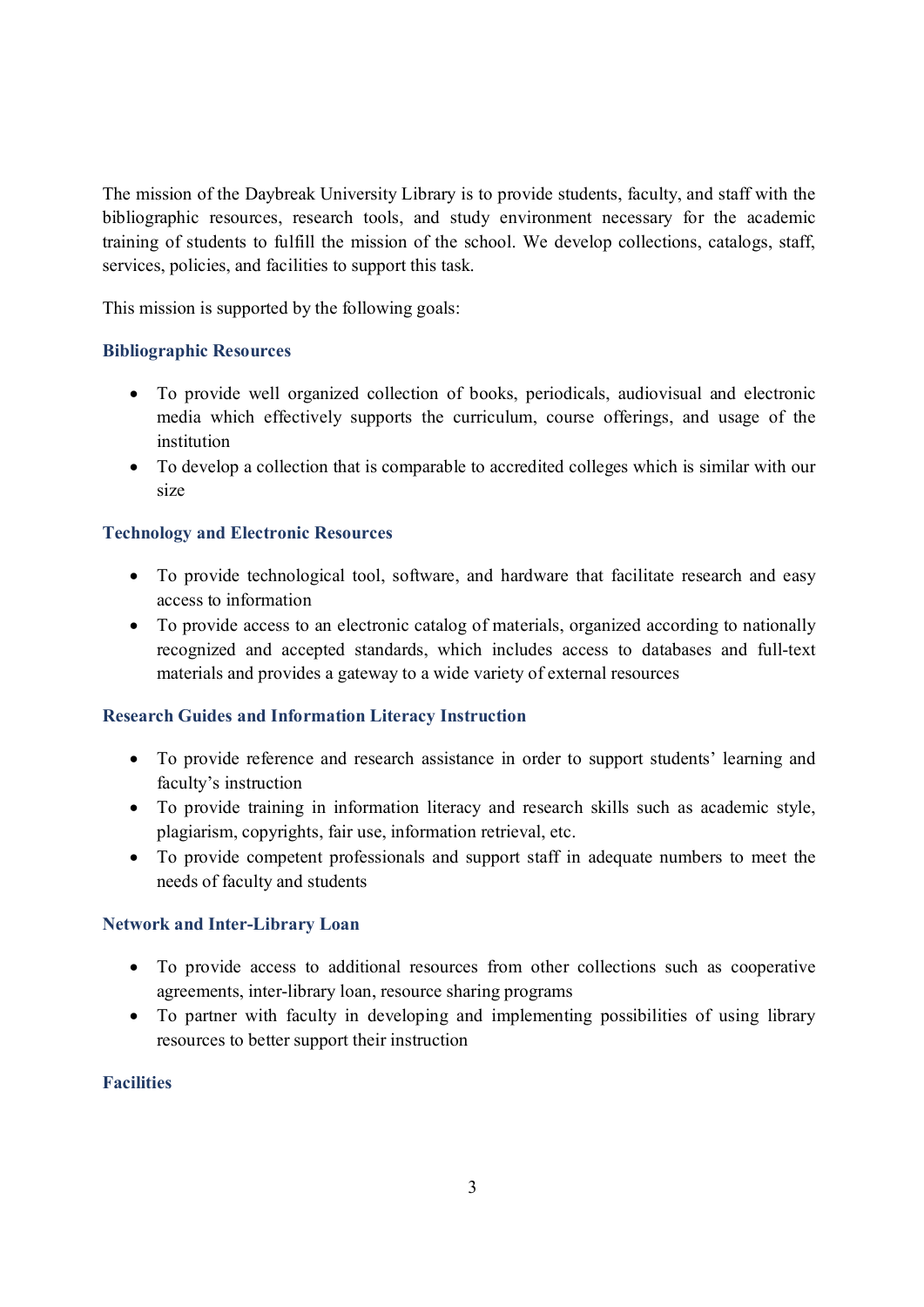The mission of the Daybreak University Library is to provide students, faculty, and staff with the bibliographic resources, research tools, and study environment necessary for the academic training of students to fulfill the mission of the school. We develop collections, catalogs, staff, services, policies, and facilities to support this task.

This mission is supported by the following goals:

### Bibliographic Resources

- To provide well organized collection of books, periodicals, audiovisual and electronic media which effectively supports the curriculum, course offerings, and usage of the institution
- To develop a collection that is comparable to accredited colleges which is similar with our size

### Technology and Electronic Resources

- To provide technological tool, software, and hardware that facilitate research and easy access to information
- To provide access to an electronic catalog of materials, organized according to nationally recognized and accepted standards, which includes access to databases and full-text materials and provides a gateway to a wide variety of external resources

### Research Guides and Information Literacy Instruction

- To provide reference and research assistance in order to support students' learning and faculty's instruction
- To provide training in information literacy and research skills such as academic style, plagiarism, copyrights, fair use, information retrieval, etc.
- To provide competent professionals and support staff in adequate numbers to meet the needs of faculty and students

### Network and Inter-Library Loan

- To provide access to additional resources from other collections such as cooperative agreements, inter-library loan, resource sharing programs
- To partner with faculty in developing and implementing possibilities of using library resources to better support their instruction

### Facilities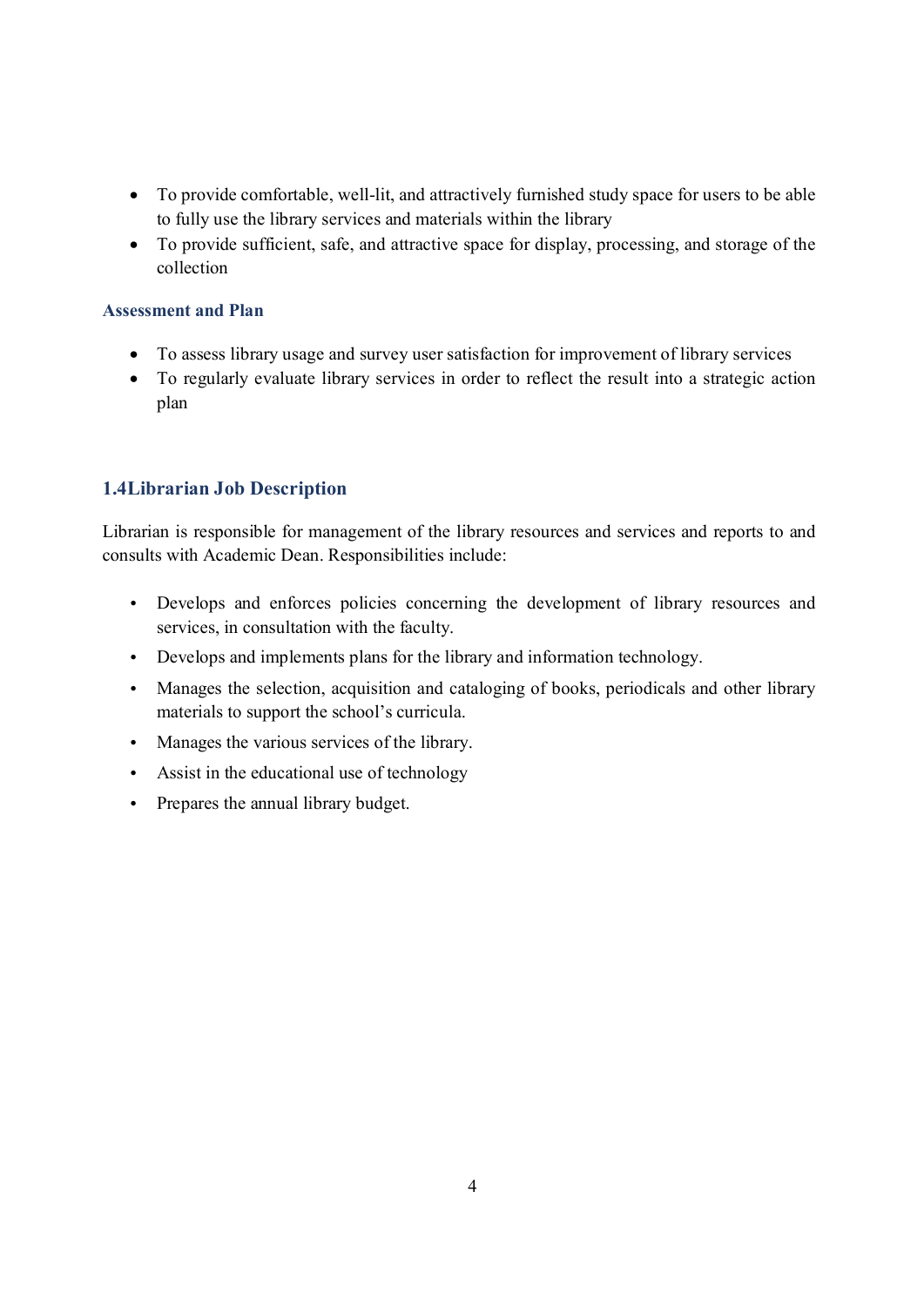- To provide comfortable, well-lit, and attractively furnished study space for users to be able to fully use the library services and materials within the library
- To provide sufficient, safe, and attractive space for display, processing, and storage of the collection

### Assessment and Plan

- To assess library usage and survey user satisfaction for improvement of library services
- To regularly evaluate library services in order to reflect the result into a strategic action plan

## 1.4Librarian Job Description

Librarian is responsible for management of the library resources and services and reports to and consults with Academic Dean. Responsibilities include:

- Develops and enforces policies concerning the development of library resources and services, in consultation with the faculty.
- Develops and implements plans for the library and information technology.
- Manages the selection, acquisition and cataloging of books, periodicals and other library materials to support the school's curricula.
- Manages the various services of the library.
- Assist in the educational use of technology
- Prepares the annual library budget.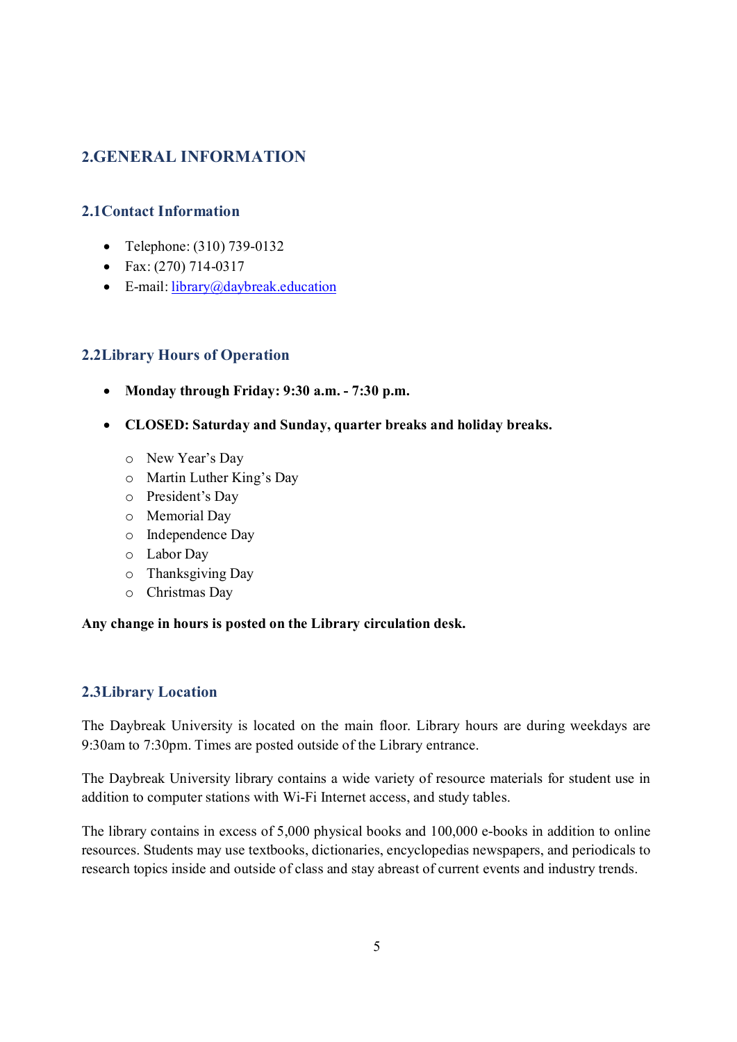## 2.GENERAL INFORMATION

### 2.1Contact Information

- Telephone: (310) 739-0132
- Fax: (270) 714-0317
- E-mail: library@daybreak.education

### 2.2Library Hours of Operation

- **Monday through Friday: 9:30 a.m. - 7:30 p.m.**
- **CLOSED: Saturday and Sunday, quarter breaks and holiday breaks.**
  - New Year's Day
  - Martin Luther King's Day
  - President's Day
  - Memorial Day
  - Independence Day
  - Labor Day
  - Thanksgiving Day
  - Christmas Day

**Any change in hours is posted on the Library circulation desk.**

### 2.3Library Location

The Daybreak University is located on the main floor. Library hours are during weekdays are 9:30am to 7:30pm. Times are posted outside of the Library entrance.

The Daybreak University library contains a wide variety of resource materials for student use in addition to computer stations with Wi-Fi Internet access, and study tables.

The library contains in excess of 5,000 physical books and 100,000 e-books in addition to online resources. Students may use textbooks, dictionaries, encyclopedias newspapers, and periodicals to research topics inside and outside of class and stay abreast of current events and industry trends.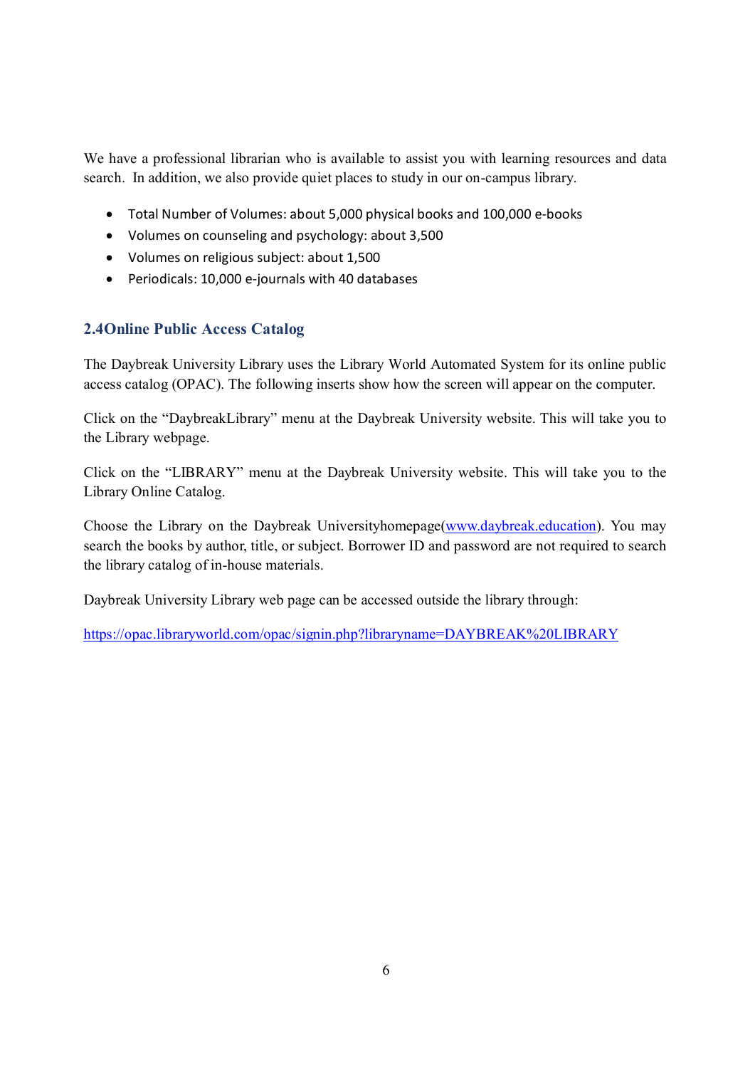We have a professional librarian who is available to assist you with learning resources and data search. In addition, we also provide quiet places to study in our on-campus library.

- Total Number of Volumes: about 5,000 physical books and 100,000 e-books
- Volumes on counseling and psychology: about 3,500
- Volumes on religious subject: about 1,500
- Periodicals: 10,000 e-journals with 40 databases

## 2.4Online Public Access Catalog

The Daybreak University Library uses the Library World Automated System for its online public access catalog (OPAC). The following inserts show how the screen will appear on the computer.

Click on the "DaybreakLibrary" menu at the Daybreak University website. This will take you to the Library webpage.

Click on the "LIBRARY" menu at the Daybreak University website. This will take you to the Library Online Catalog.

Choose the Library on the Daybreak Universityhomepage([www.daybreak.education](www.daybreak.education)). You may search the books by author, title, or subject. Borrower ID and password are not required to search the library catalog of in-house materials.

Daybreak University Library web page can be accessed outside the library through:

[https://opac.libraryworld.com/opac/signin.php?libraryname=DAYBREAK%20LIBRARY](https://opac.libraryworld.com/opac/signin.php?libraryname=DAYBREAK%20LIBRARY)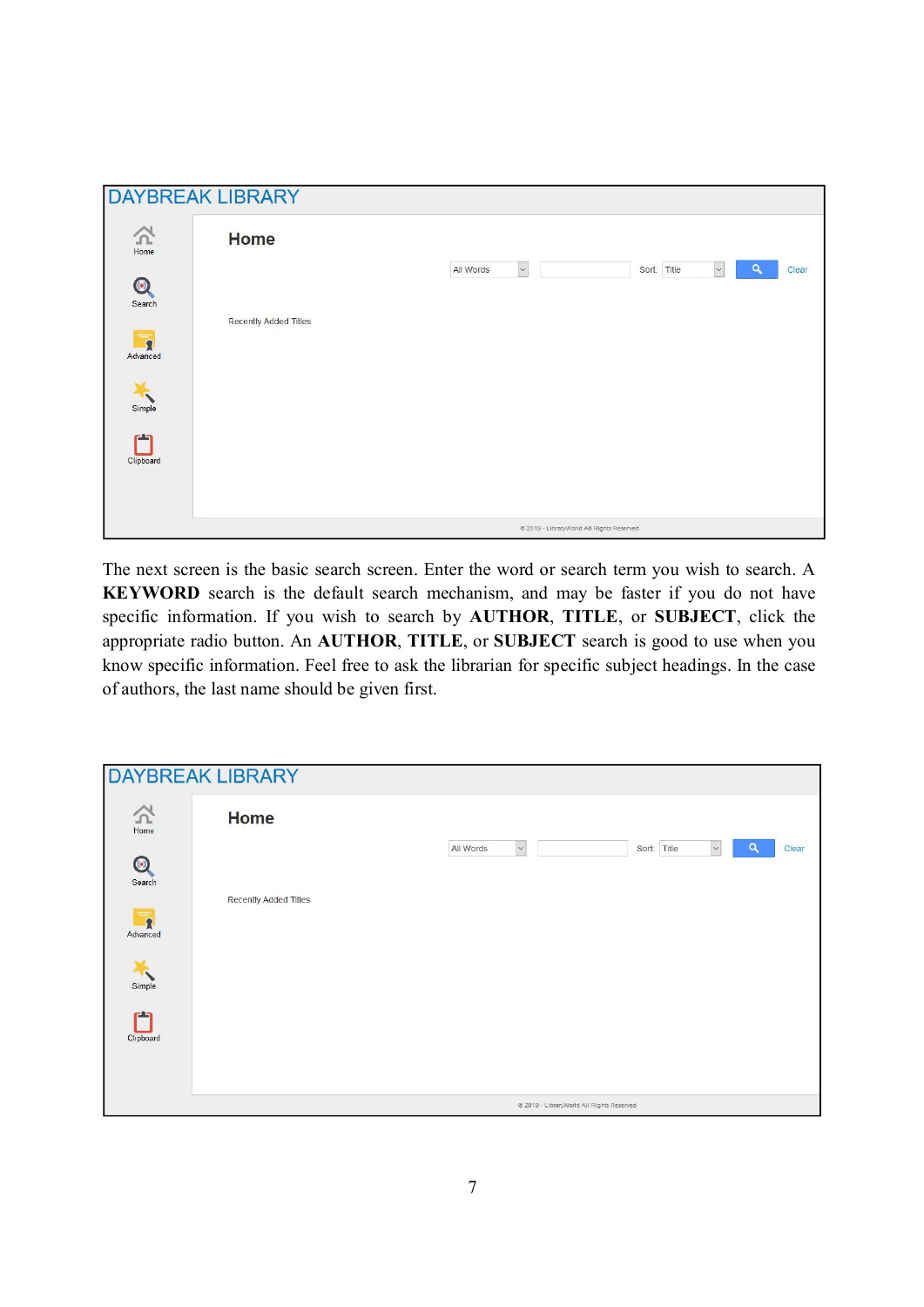The next screen is the basic search screen. Enter the word or search term you wish to search. A **KEYWORD** search is the default search mechanism, and may be faster if you do not have specific information. If you wish to search by **AUTHOR**, **TITLE**, or **SUBJECT**, click the appropriate radio button. An **AUTHOR**, **TITLE**, or **SUBJECT** search is good to use when you know specific information. Feel free to ask the librarian for specific subject headings. In the case of authors, the last name should be given first.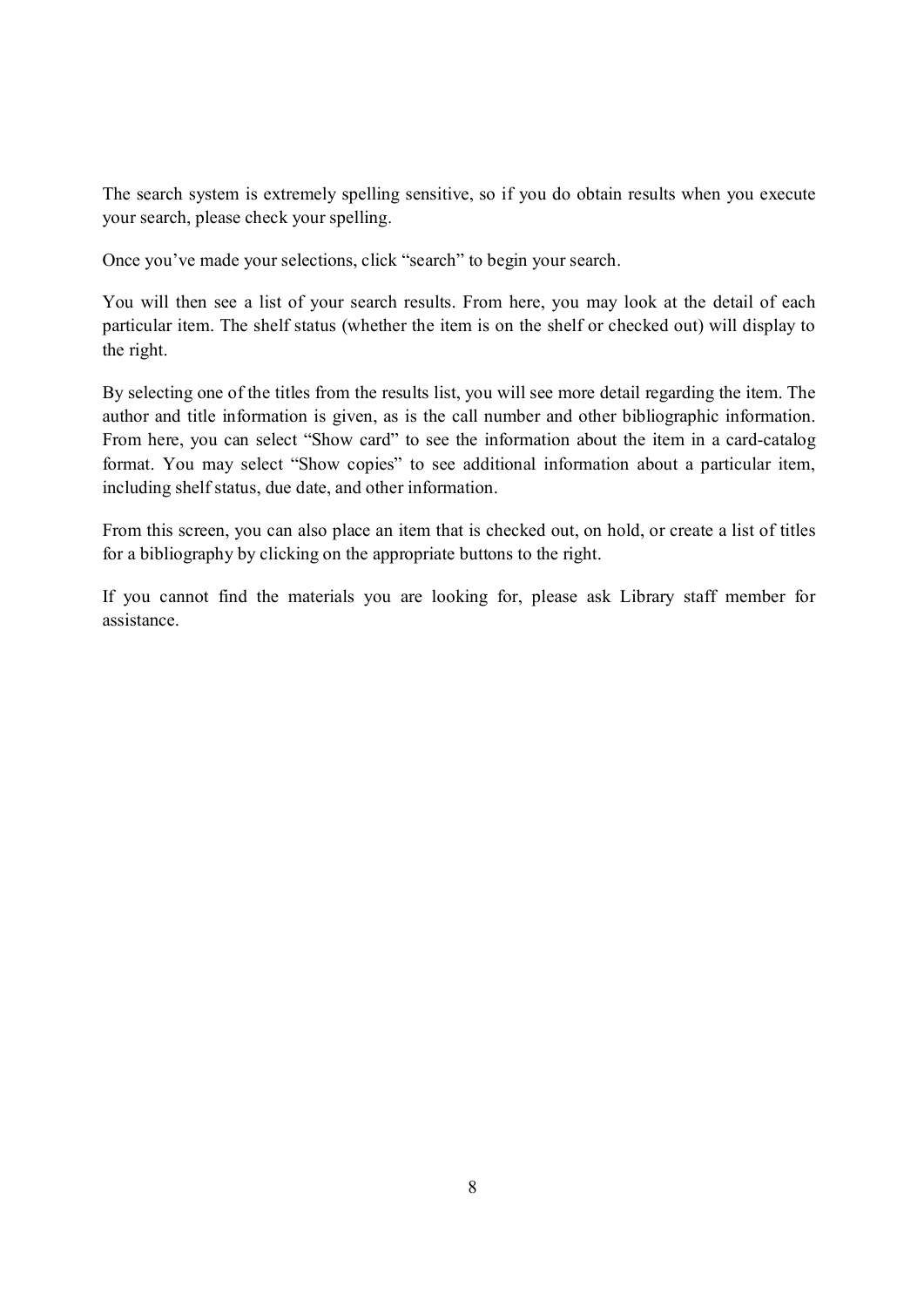The search system is extremely spelling sensitive, so if you do obtain results when you execute your search, please check your spelling.

Once you've made your selections, click "search" to begin your search.

You will then see a list of your search results. From here, you may look at the detail of each particular item. The shelf status (whether the item is on the shelf or checked out) will display to the right.

By selecting one of the titles from the results list, you will see more detail regarding the item. The author and title information is given, as is the call number and other bibliographic information. From here, you can select "Show card" to see the information about the item in a card-catalog format. You may select "Show copies" to see additional information about a particular item, including shelf status, due date, and other information.

From this screen, you can also place an item that is checked out, on hold, or create a list of titles for a bibliography by clicking on the appropriate buttons to the right.

If you cannot find the materials you are looking for, please ask Library staff member for assistance.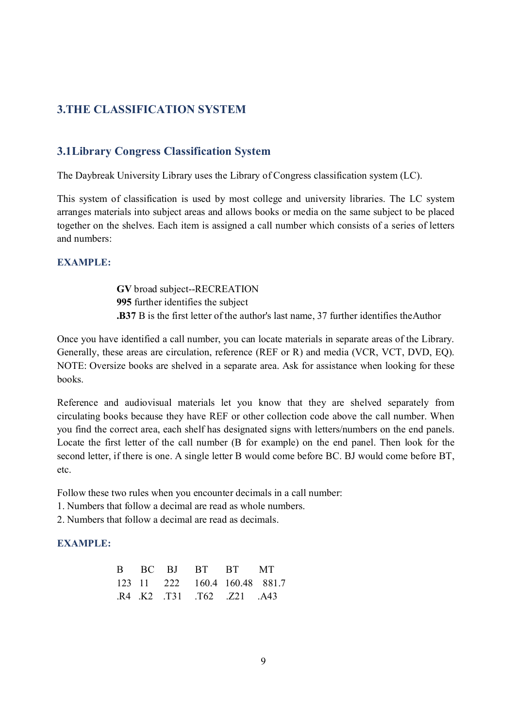# 3.THE CLASSIFICATION SYSTEM

## 3.1Library Congress Classification System

The Daybreak University Library uses the Library of Congress classification system (LC).

This system of classification is used by most college and university libraries. The LC system arranges materials into subject areas and allows books or media on the same subject to be placed together on the shelves. Each item is assigned a call number which consists of a series of letters and numbers:

**EXAMPLE:**

**GV** broad subject--RECREATION
**995** further identifies the subject
**.B37** B is the first letter of the author's last name, 37 further identifies theAuthor

Once you have identified a call number, you can locate materials in separate areas of the Library. Generally, these areas are circulation, reference (REF or R) and media (VCR, VCT, DVD, EQ). NOTE: Oversize books are shelved in a separate area. Ask for assistance when looking for these books.

Reference and audiovisual materials let you know that they are shelved separately from circulating books because they have REF or other collection code above the call number. When you find the correct area, each shelf has designated signs with letters/numbers on the end panels. Locate the first letter of the call number (B for example) on the end panel. Then look for the second letter, if there is one. A single letter B would come before BC. BJ would come before BT, etc.

Follow these two rules when you encounter decimals in a call number:
1. Numbers that follow a decimal are read as whole numbers.
2. Numbers that follow a decimal are read as decimals.

**EXAMPLE:**

| B | BC | BJ | BT | BT | MT |
|---|---|---|---|---|---|
| 123 | 11 | 222 | 160.4 | 160.48 | 881.7 |
| .R4 | .K2 | .T31 | .T62 | .Z21 | .A43 |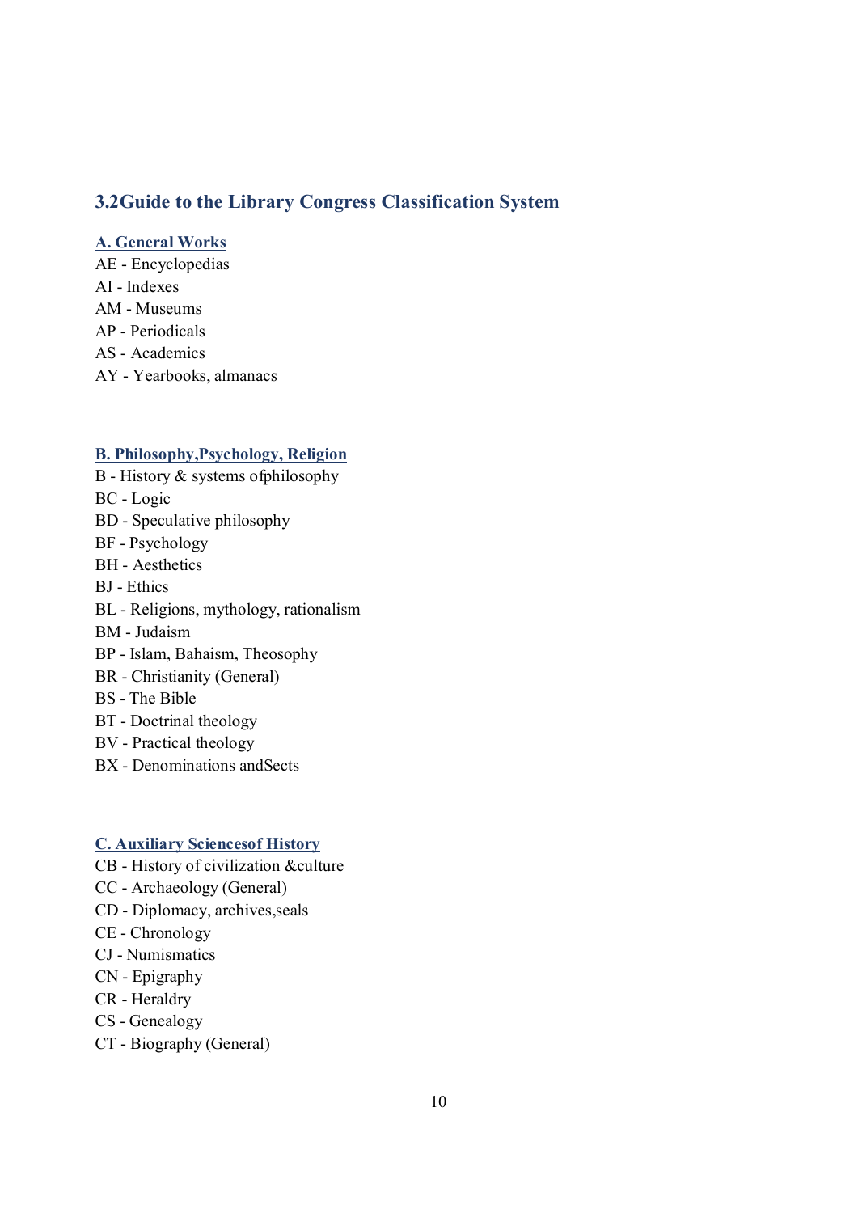## 3.2Guide to the Library Congress Classification System

**A. General Works**

AE - Encyclopedias
AI - Indexes
AM - Museums
AP - Periodicals
AS - Academics
AY - Yearbooks, almanacs

**B. Philosophy,Psychology, Religion**

B - History & systems ofphilosophy
BC - Logic
BD - Speculative philosophy
BF - Psychology
BH - Aesthetics
BJ - Ethics
BL - Religions, mythology, rationalism
BM - Judaism
BP - Islam, Bahaism, Theosophy
BR - Christianity (General)
BS - The Bible
BT - Doctrinal theology
BV - Practical theology
BX - Denominations andSects

**C. Auxiliary Sciencesof History**

CB - History of civilization &culture
CC - Archaeology (General)
CD - Diplomacy, archives,seals
CE - Chronology
CJ - Numismatics
CN - Epigraphy
CR - Heraldry
CS - Genealogy
CT - Biography (General)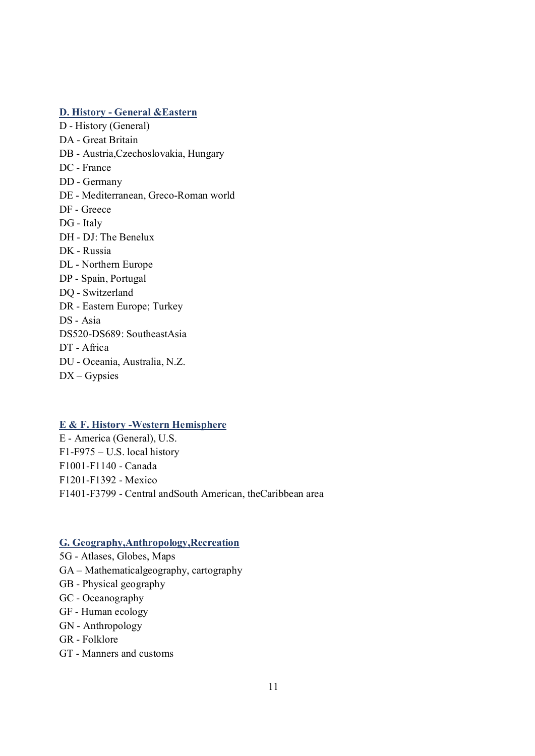**D. History - General &Eastern**

D - History (General)

DA - Great Britain

DB - Austria,Czechoslovakia, Hungary

DC - France

DD - Germany

DE - Mediterranean, Greco-Roman world

DF - Greece

DG - Italy

DH - DJ: The Benelux

DK - Russia

DL - Northern Europe

DP - Spain, Portugal

DQ - Switzerland

DR - Eastern Europe; Turkey

DS - Asia

DS520-DS689: SoutheastAsia

DT - Africa

DU - Oceania, Australia, N.Z.

DX – Gypsies

**E & F. History -Western Hemisphere**

E - America (General), U.S.

F1-F975 – U.S. local history

F1001-F1140 - Canada

F1201-F1392 - Mexico

F1401-F3799 - Central andSouth American, theCaribbean area

**G. Geography,Anthropology,Recreation**

5G - Atlases, Globes, Maps

GA – Mathematicalgeography, cartography

GB - Physical geography

GC - Oceanography

GF - Human ecology

GN - Anthropology

GR - Folklore

GT - Manners and customs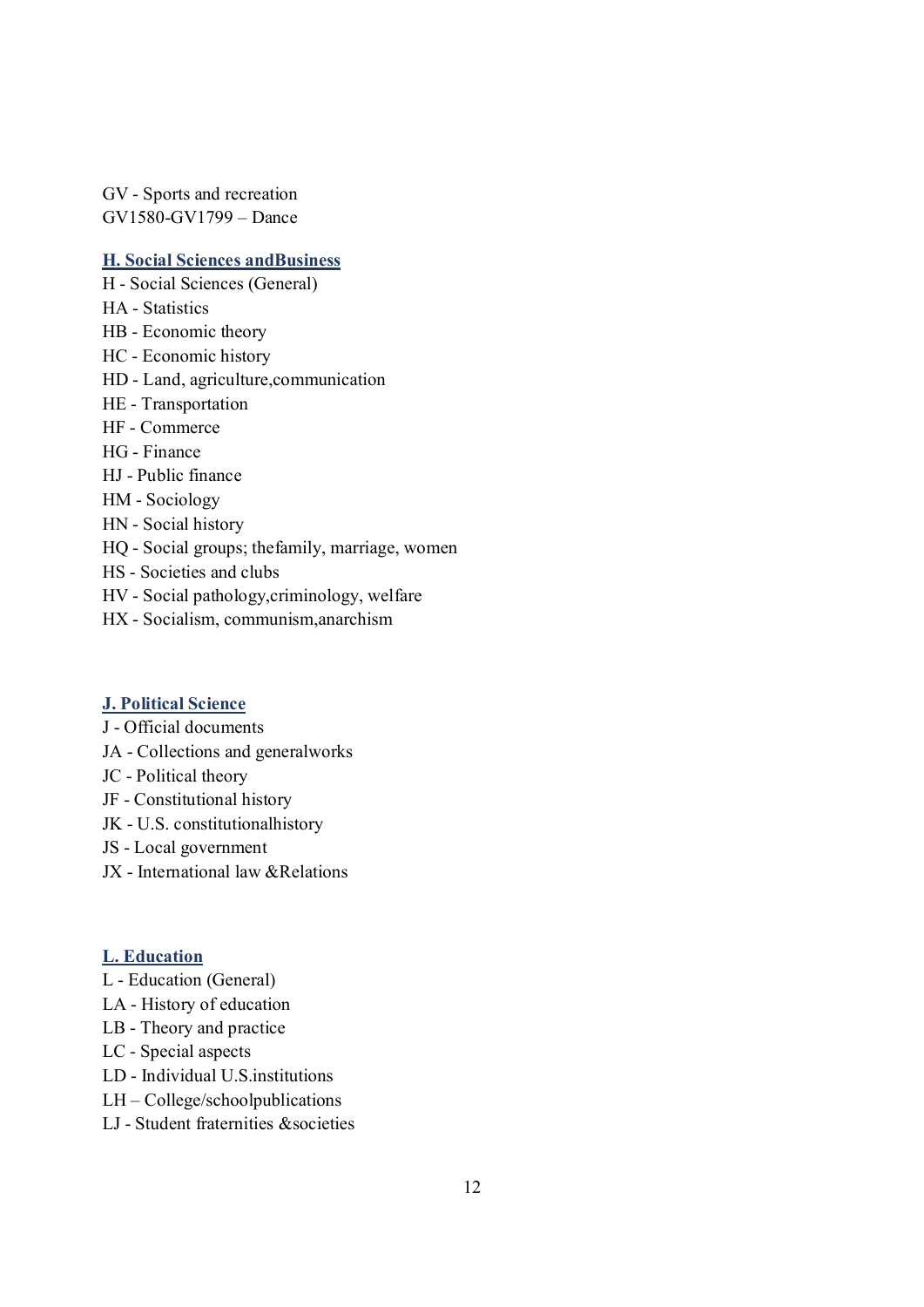GV - Sports and recreation
GV1580-GV1799 – Dance

## H. Social Sciences andBusiness

H - Social Sciences (General)
HA - Statistics
HB - Economic theory
HC - Economic history
HD - Land, agriculture,communication
HE - Transportation
HF - Commerce
HG - Finance
HJ - Public finance
HM - Sociology
HN - Social history
HQ - Social groups; thefamily, marriage, women
HS - Societies and clubs
HV - Social pathology,criminology, welfare
HX - Socialism, communism,anarchism

## J. Political Science

J - Official documents
JA - Collections and generalworks
JC - Political theory
JF - Constitutional history
JK - U.S. constitutionalhistory
JS - Local government
JX - International law &Relations

## L. Education

L - Education (General)
LA - History of education
LB - Theory and practice
LC - Special aspects
LD - Individual U.S.institutions
LH – College/schoolpublications
LJ - Student fraternities &societies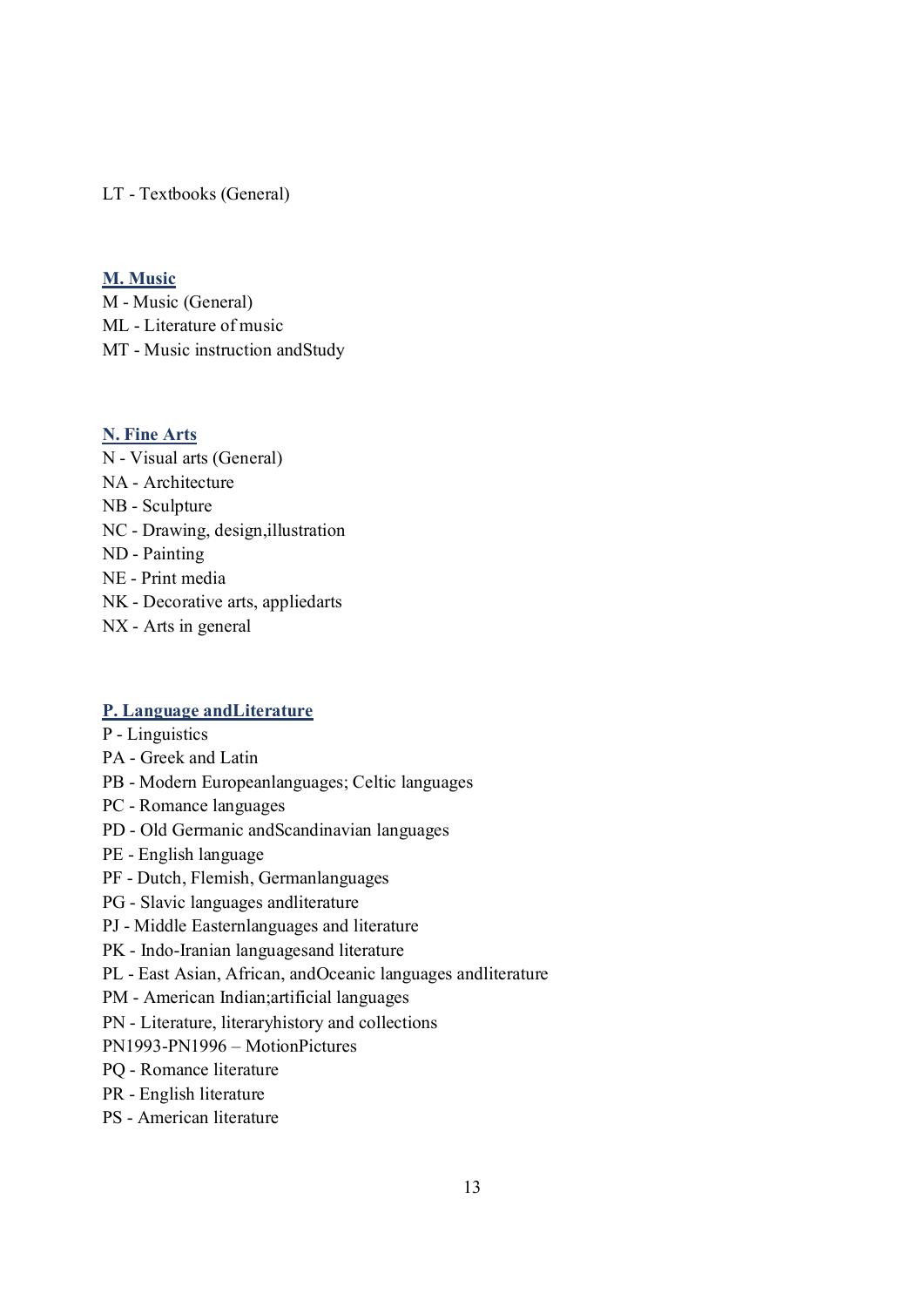LT - Textbooks (General)

## M. Music

M - Music (General)
ML - Literature of music
MT - Music instruction andStudy

## N. Fine Arts

N - Visual arts (General)
NA - Architecture
NB - Sculpture
NC - Drawing, design,illustration
ND - Painting
NE - Print media
NK - Decorative arts, appliedarts
NX - Arts in general

## P. Language andLiterature

P - Linguistics
PA - Greek and Latin
PB - Modern Europeanlanguages; Celtic languages
PC - Romance languages
PD - Old Germanic andScandinavian languages
PE - English language
PF - Dutch, Flemish, Germanlanguages
PG - Slavic languages andliterature
PJ - Middle Easternlanguages and literature
PK - Indo-Iranian languagesand literature
PL - East Asian, African, andOceanic languages andliterature
PM - American Indian;artificial languages
PN - Literature, literaryhistory and collections
PN1993-PN1996 – MotionPictures
PQ - Romance literature
PR - English literature
PS - American literature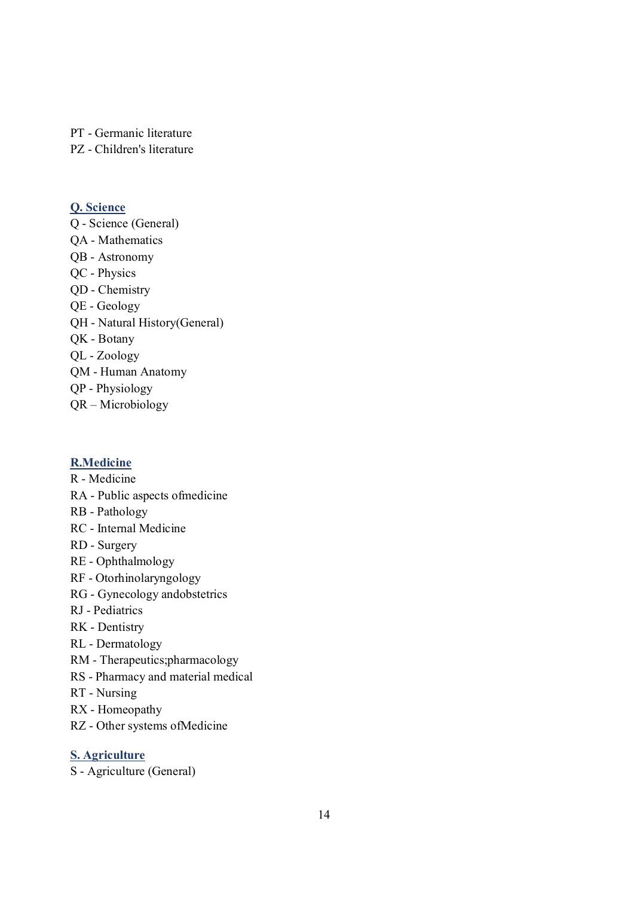PT - Germanic literature
PZ - Children's literature

**Q. Science**

Q - Science (General)
QA - Mathematics
QB - Astronomy
QC - Physics
QD - Chemistry
QE - Geology
QH - Natural History(General)
QK - Botany
QL - Zoology
QM - Human Anatomy
QP - Physiology
QR – Microbiology

**R.Medicine**

R - Medicine
RA - Public aspects ofmedicine
RB - Pathology
RC - Internal Medicine
RD - Surgery
RE - Ophthalmology
RF - Otorhinolaryngology
RG - Gynecology andobstetrics
RJ - Pediatrics
RK - Dentistry
RL - Dermatology
RM - Therapeutics;pharmacology
RS - Pharmacy and material medical
RT - Nursing
RX - Homeopathy
RZ - Other systems ofMedicine

**S. Agriculture**

S - Agriculture (General)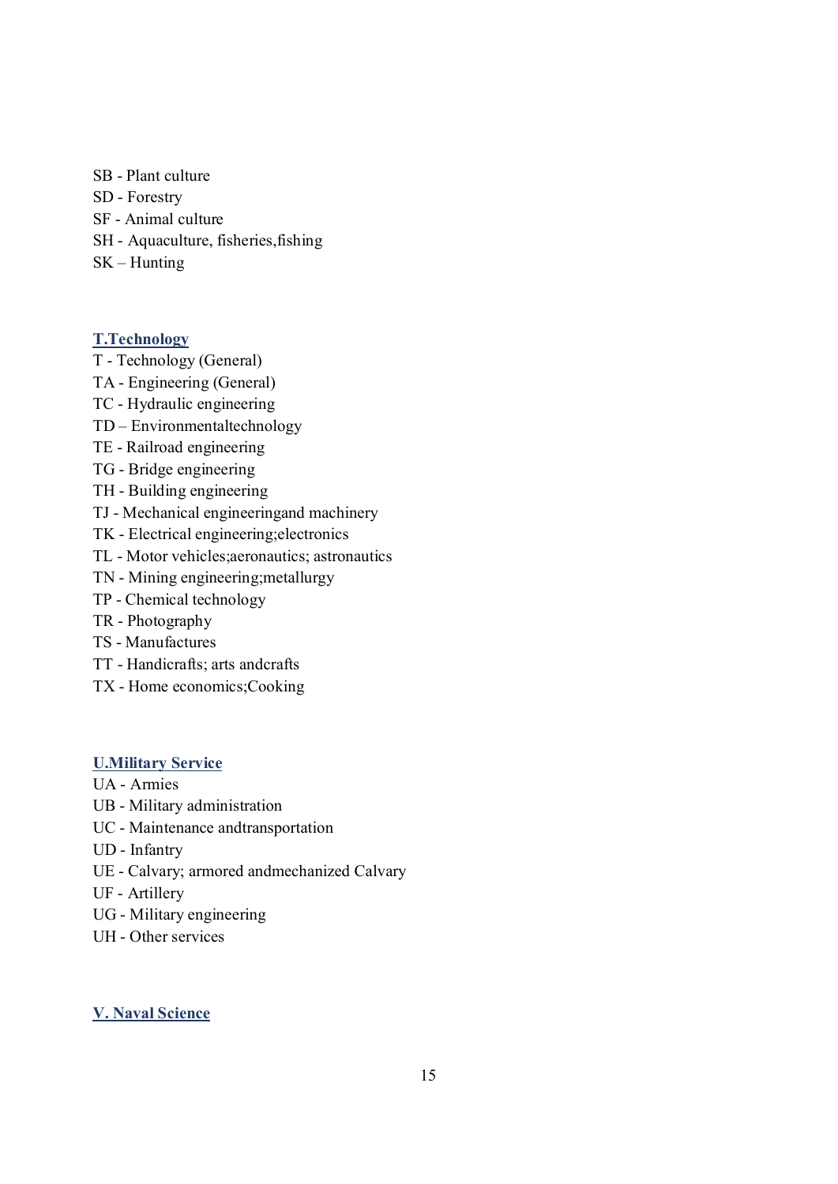SB - Plant culture  
SD - Forestry  
SF - Animal culture  
SH - Aquaculture, fisheries,fishing  
SK – Hunting

## T.Technology

T - Technology (General)  
TA - Engineering (General)  
TC - Hydraulic engineering  
TD – Environmentaltechnology  
TE - Railroad engineering  
TG - Bridge engineering  
TH - Building engineering  
TJ - Mechanical engineeringand machinery  
TK - Electrical engineering;electronics  
TL - Motor vehicles;aeronautics; astronautics  
TN - Mining engineering;metallurgy  
TP - Chemical technology  
TR - Photography  
TS - Manufactures  
TT - Handicrafts; arts andcrafts  
TX - Home economics;Cooking

## U.Military Service

UA - Armies  
UB - Military administration  
UC - Maintenance andtransportation  
UD - Infantry  
UE - Calvary; armored andmechanized Calvary  
UF - Artillery  
UG - Military engineering  
UH - Other services

## V. Naval Science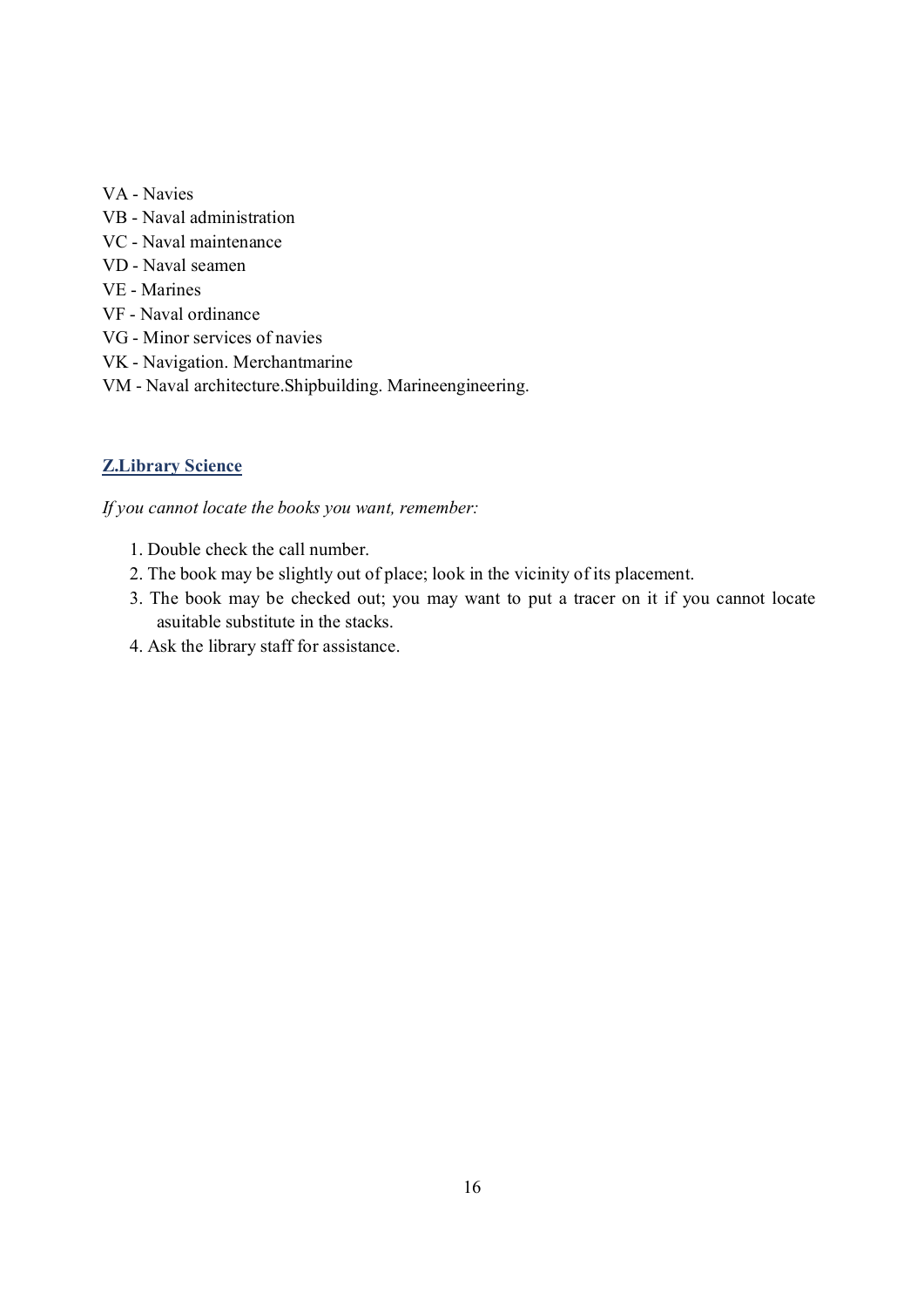VA - Navies  
VB - Naval administration  
VC - Naval maintenance  
VD - Naval seamen  
VE - Marines  
VF - Naval ordinance  
VG - Minor services of navies  
VK - Navigation. Merchantmarine  
VM - Naval architecture.Shipbuilding. Marineengineering.

**Z.Library Science**

*If you cannot locate the books you want, remember:*

1. Double check the call number.
2. The book may be slightly out of place; look in the vicinity of its placement.
3. The book may be checked out; you may want to put a tracer on it if you cannot locate asuitable substitute in the stacks.
4. Ask the library staff for assistance.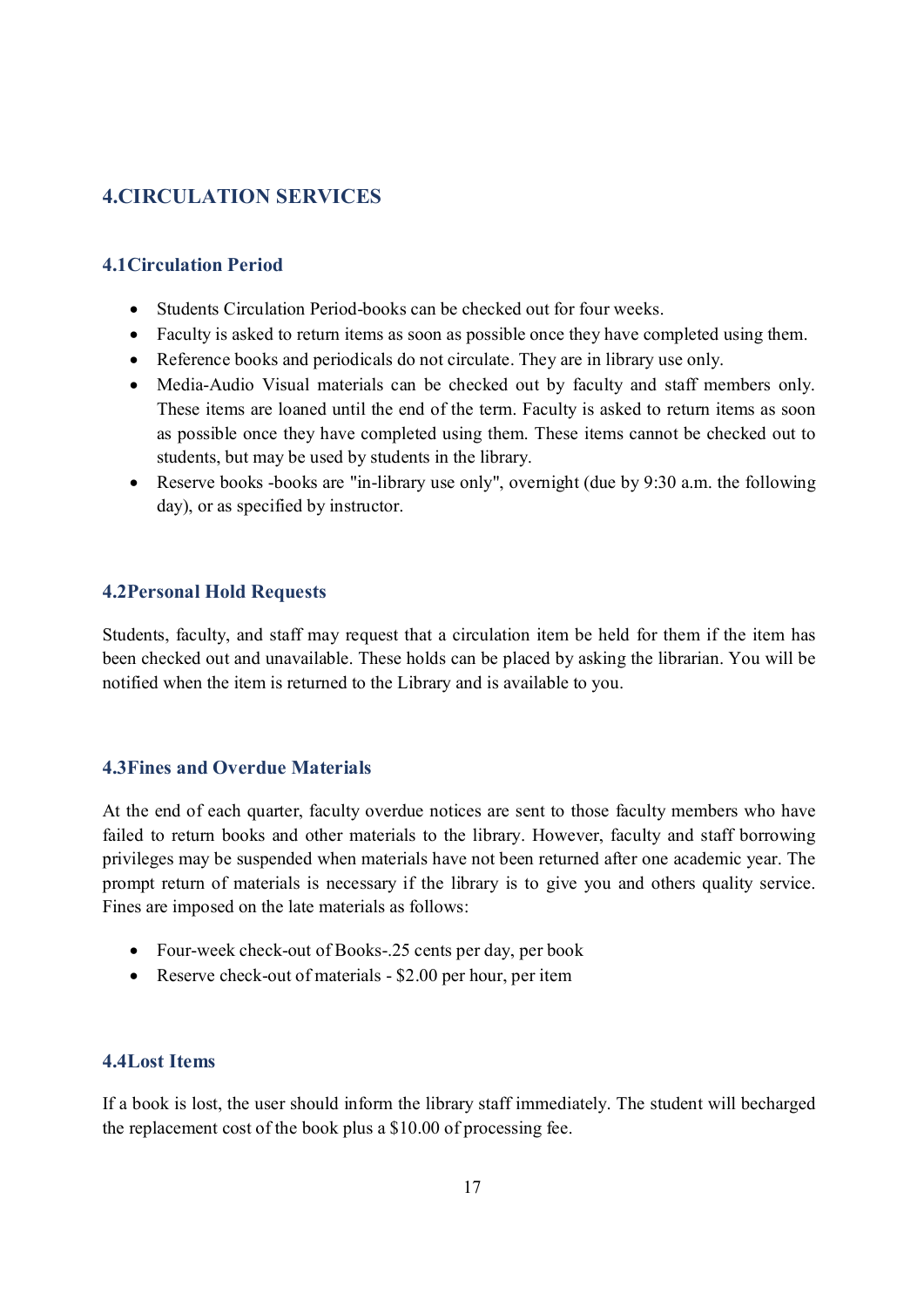## 4.CIRCULATION SERVICES

### 4.1Circulation Period

- Students Circulation Period-books can be checked out for four weeks.
- Faculty is asked to return items as soon as possible once they have completed using them.
- Reference books and periodicals do not circulate. They are in library use only.
- Media-Audio Visual materials can be checked out by faculty and staff members only. These items are loaned until the end of the term. Faculty is asked to return items as soon as possible once they have completed using them. These items cannot be checked out to students, but may be used by students in the library.
- Reserve books -books are "in-library use only", overnight (due by 9:30 a.m. the following day), or as specified by instructor.

### 4.2Personal Hold Requests

Students, faculty, and staff may request that a circulation item be held for them if the item has been checked out and unavailable. These holds can be placed by asking the librarian. You will be notified when the item is returned to the Library and is available to you.

### 4.3Fines and Overdue Materials

At the end of each quarter, faculty overdue notices are sent to those faculty members who have failed to return books and other materials to the library. However, faculty and staff borrowing privileges may be suspended when materials have not been returned after one academic year. The prompt return of materials is necessary if the library is to give you and others quality service. Fines are imposed on the late materials as follows:

- Four-week check-out of Books-.25 cents per day, per book
- Reserve check-out of materials - $2.00 per hour, per item

### 4.4Lost Items

If a book is lost, the user should inform the library staff immediately. The student will becharged the replacement cost of the book plus a $10.00 of processing fee.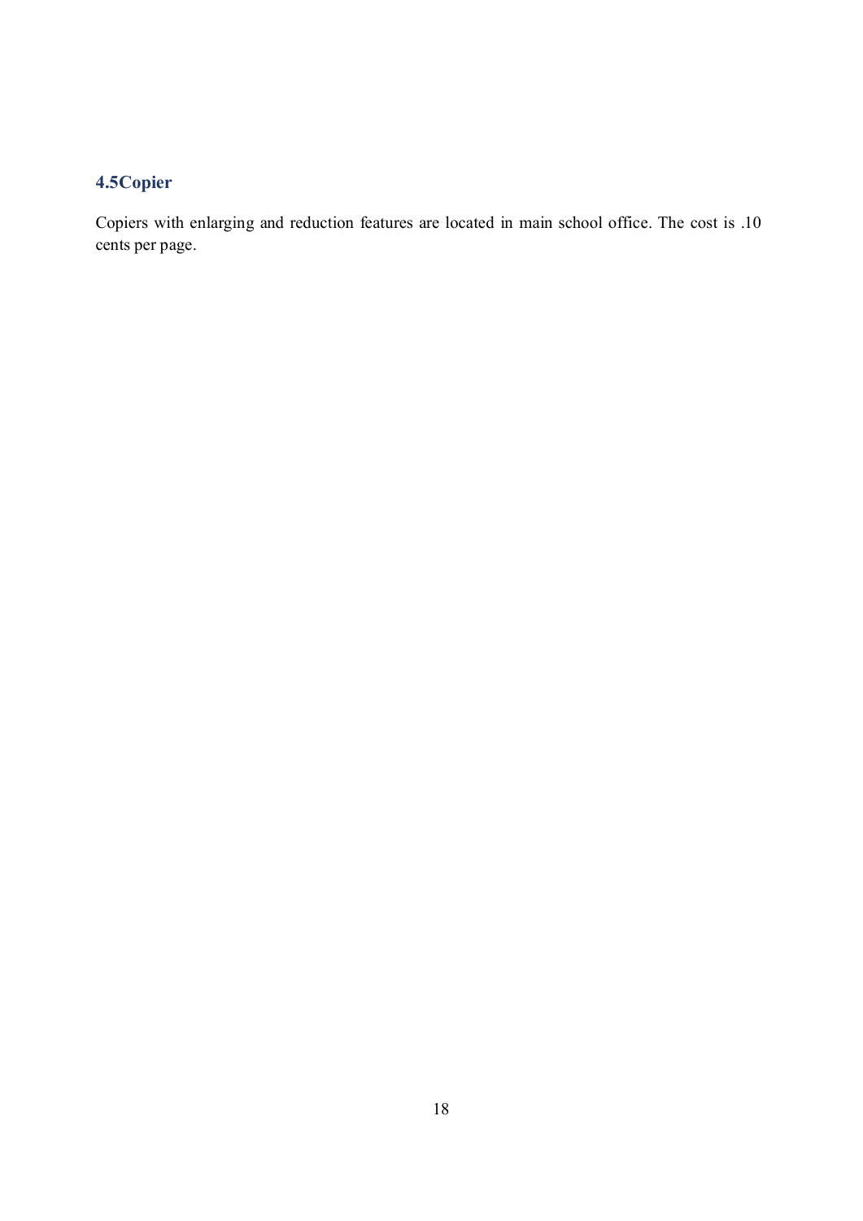### 4.5Copier

Copiers with enlarging and reduction features are located in main school office. The cost is .10 cents per page.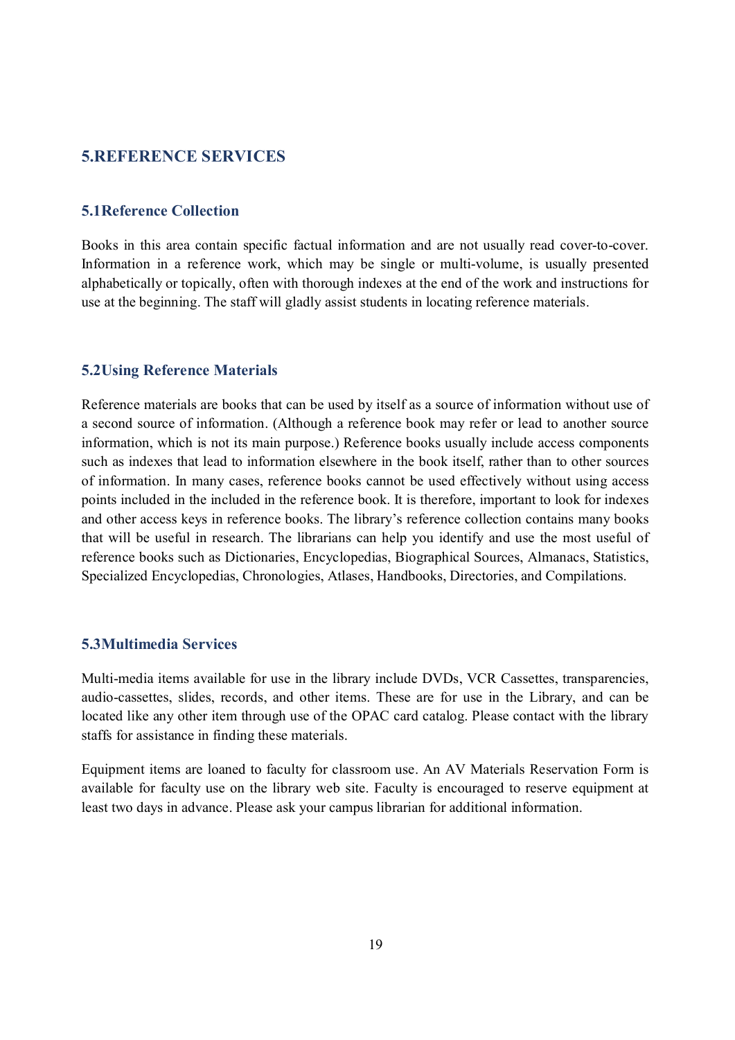## 5.REFERENCE SERVICES

### 5.1Reference Collection

Books in this area contain specific factual information and are not usually read cover-to-cover. Information in a reference work, which may be single or multi-volume, is usually presented alphabetically or topically, often with thorough indexes at the end of the work and instructions for use at the beginning. The staff will gladly assist students in locating reference materials.

### 5.2Using Reference Materials

Reference materials are books that can be used by itself as a source of information without use of a second source of information. (Although a reference book may refer or lead to another source information, which is not its main purpose.) Reference books usually include access components such as indexes that lead to information elsewhere in the book itself, rather than to other sources of information. In many cases, reference books cannot be used effectively without using access points included in the included in the reference book. It is therefore, important to look for indexes and other access keys in reference books. The library's reference collection contains many books that will be useful in research. The librarians can help you identify and use the most useful of reference books such as Dictionaries, Encyclopedias, Biographical Sources, Almanacs, Statistics, Specialized Encyclopedias, Chronologies, Atlases, Handbooks, Directories, and Compilations.

### 5.3Multimedia Services

Multi-media items available for use in the library include DVDs, VCR Cassettes, transparencies, audio-cassettes, slides, records, and other items. These are for use in the Library, and can be located like any other item through use of the OPAC card catalog. Please contact with the library staffs for assistance in finding these materials.

Equipment items are loaned to faculty for classroom use. An AV Materials Reservation Form is available for faculty use on the library web site. Faculty is encouraged to reserve equipment at least two days in advance. Please ask your campus librarian for additional information.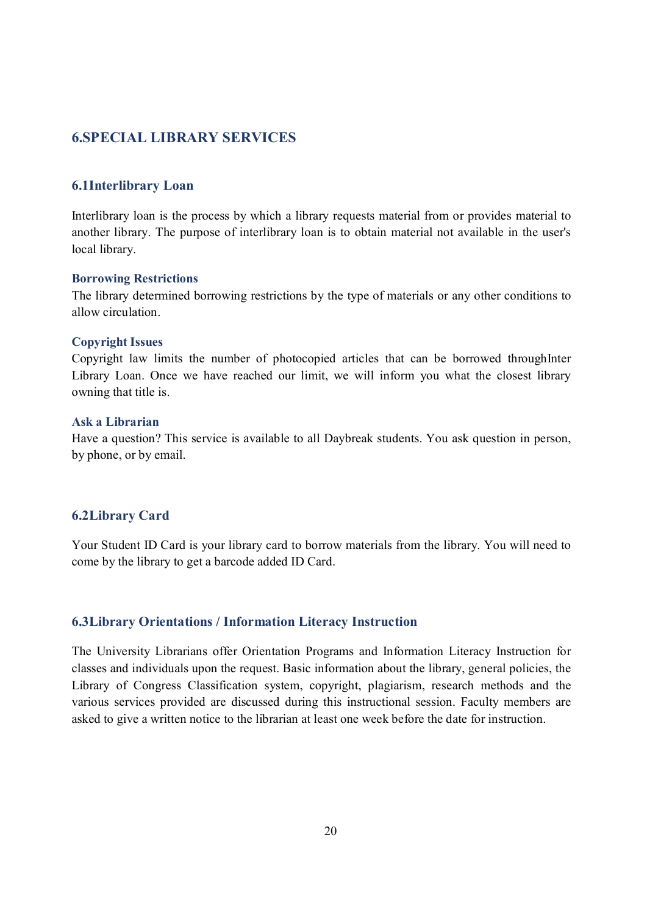## 6.SPECIAL LIBRARY SERVICES

### 6.1Interlibrary Loan

Interlibrary loan is the process by which a library requests material from or provides material to another library. The purpose of interlibrary loan is to obtain material not available in the user's local library.

#### Borrowing Restrictions

The library determined borrowing restrictions by the type of materials or any other conditions to allow circulation.

#### Copyright Issues

Copyright law limits the number of photocopied articles that can be borrowed throughInter Library Loan. Once we have reached our limit, we will inform you what the closest library owning that title is.

#### Ask a Librarian

Have a question? This service is available to all Daybreak students. You ask question in person, by phone, or by email.

### 6.2Library Card

Your Student ID Card is your library card to borrow materials from the library. You will need to come by the library to get a barcode added ID Card.

### 6.3Library Orientations / Information Literacy Instruction

The University Librarians offer Orientation Programs and Information Literacy Instruction for classes and individuals upon the request. Basic information about the library, general policies, the Library of Congress Classification system, copyright, plagiarism, research methods and the various services provided are discussed during this instructional session. Faculty members are asked to give a written notice to the librarian at least one week before the date for instruction.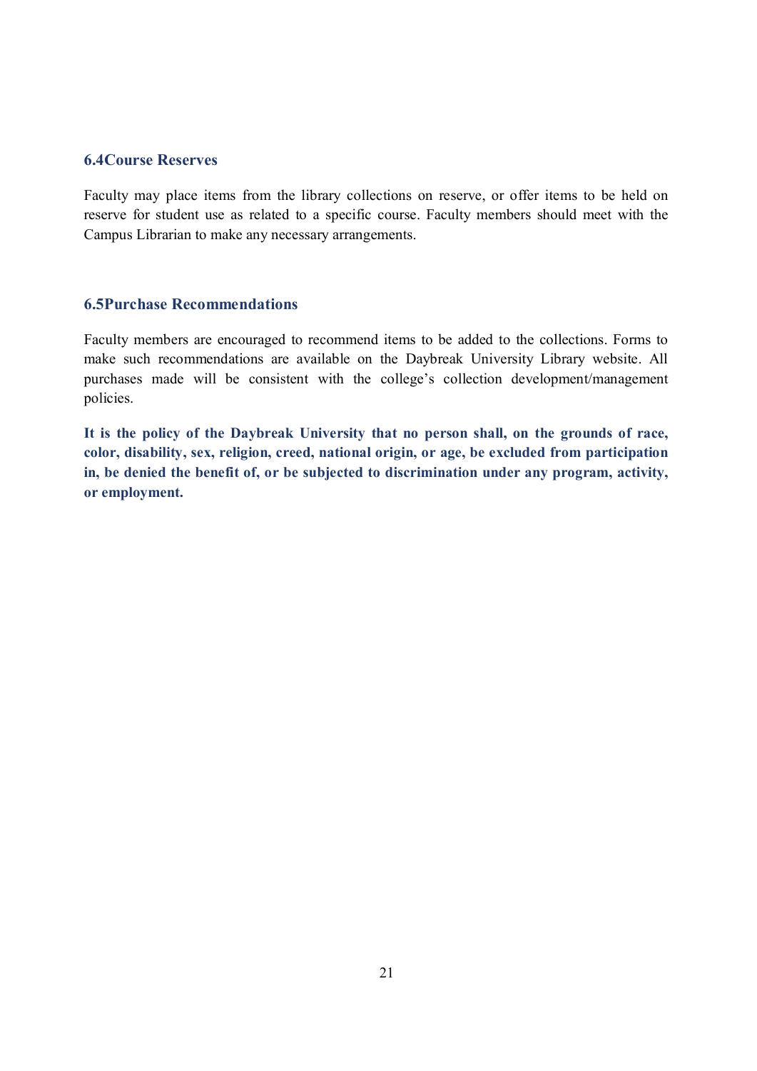### 6.4Course Reserves

Faculty may place items from the library collections on reserve, or offer items to be held on reserve for student use as related to a specific course. Faculty members should meet with the Campus Librarian to make any necessary arrangements.

### 6.5Purchase Recommendations

Faculty members are encouraged to recommend items to be added to the collections. Forms to make such recommendations are available on the Daybreak University Library website. All purchases made will be consistent with the college's collection development/management policies.

**It is the policy of the Daybreak University that no person shall, on the grounds of race, color, disability, sex, religion, creed, national origin, or age, be excluded from participation in, be denied the benefit of, or be subjected to discrimination under any program, activity, or employment.**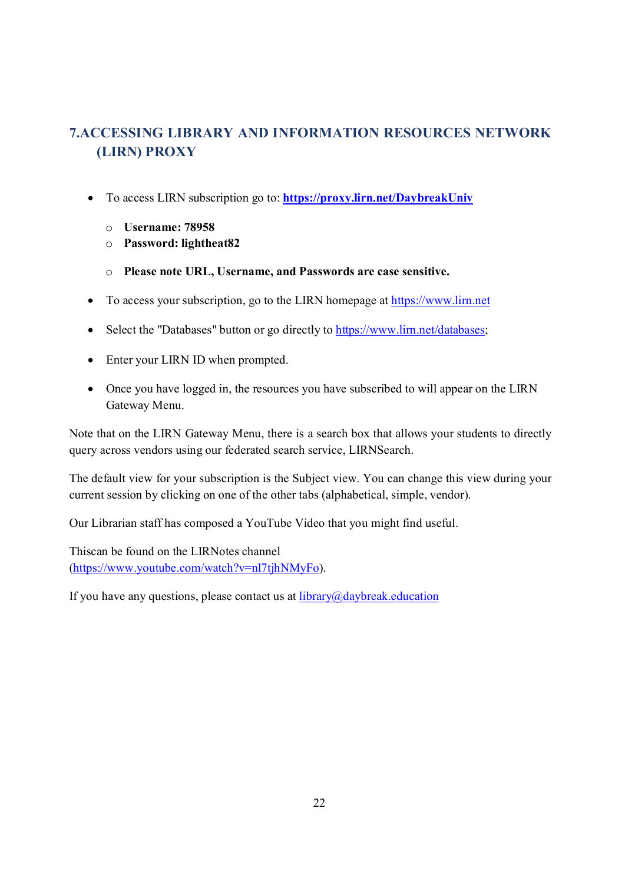## 7.ACCESSING LIBRARY AND INFORMATION RESOURCES NETWORK (LIRN) PROXY

- To access LIRN subscription go to: **https://proxy.lirn.net/DaybreakUniv**
  - **Username: 78958**
  - **Password: lightheat82**
  - **Please note URL, Username, and Passwords are case sensitive.**
- To access your subscription, go to the LIRN homepage at https://www.lirn.net
- Select the "Databases" button or go directly to https://www.lirn.net/databases;
- Enter your LIRN ID when prompted.
- Once you have logged in, the resources you have subscribed to will appear on the LIRN Gateway Menu.

Note that on the LIRN Gateway Menu, there is a search box that allows your students to directly query across vendors using our federated search service, LIRNSearch.

The default view for your subscription is the Subject view. You can change this view during your current session by clicking on one of the other tabs (alphabetical, simple, vendor).

Our Librarian staff has composed a YouTube Video that you might find useful.

Thiscan be found on the LIRNotes channel (https://www.youtube.com/watch?v=nl7tjhNMyFo).

If you have any questions, please contact us at library@daybreak.education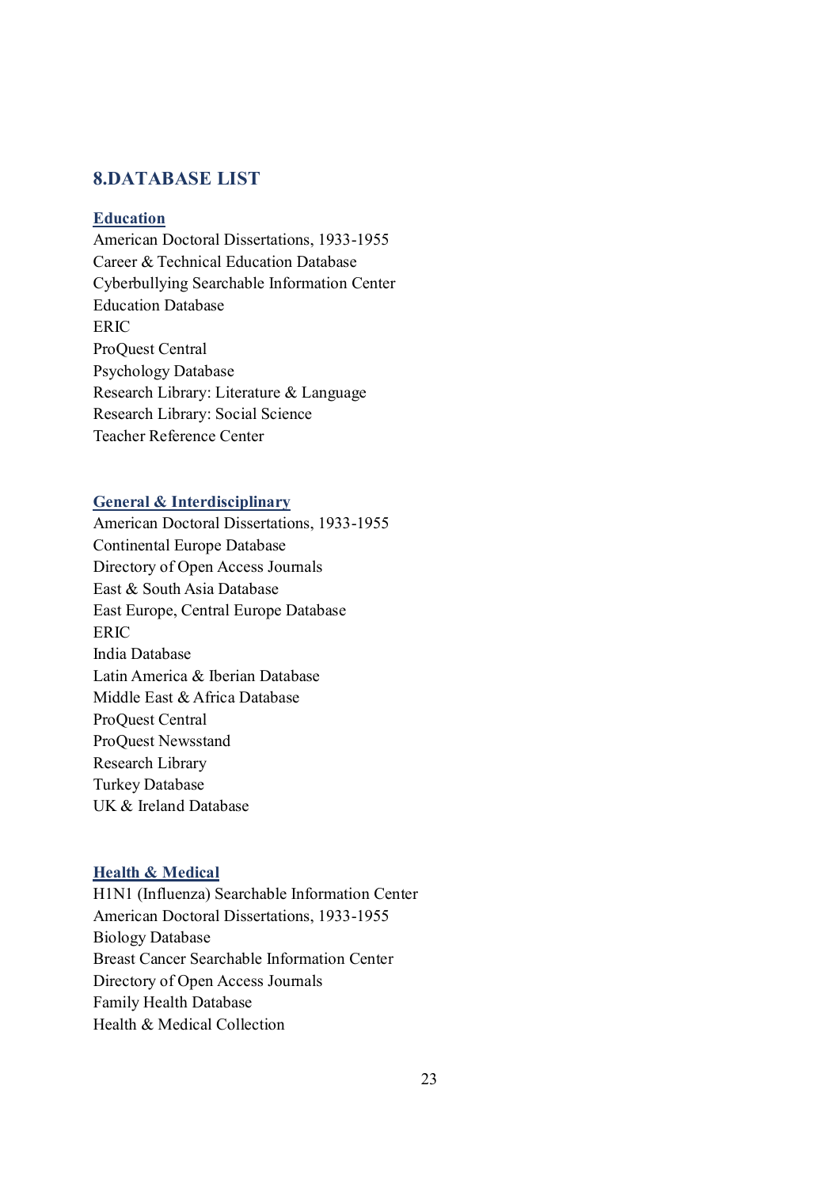## 8.DATABASE LIST

### Education

American Doctoral Dissertations, 1933-1955
Career & Technical Education Database
Cyberbullying Searchable Information Center
Education Database
ERIC
ProQuest Central
Psychology Database
Research Library: Literature & Language
Research Library: Social Science
Teacher Reference Center

### General & Interdisciplinary

American Doctoral Dissertations, 1933-1955
Continental Europe Database
Directory of Open Access Journals
East & South Asia Database
East Europe, Central Europe Database
ERIC
India Database
Latin America & Iberian Database
Middle East & Africa Database
ProQuest Central
ProQuest Newsstand
Research Library
Turkey Database
UK & Ireland Database

### Health & Medical

H1N1 (Influenza) Searchable Information Center
American Doctoral Dissertations, 1933-1955
Biology Database
Breast Cancer Searchable Information Center
Directory of Open Access Journals
Family Health Database
Health & Medical Collection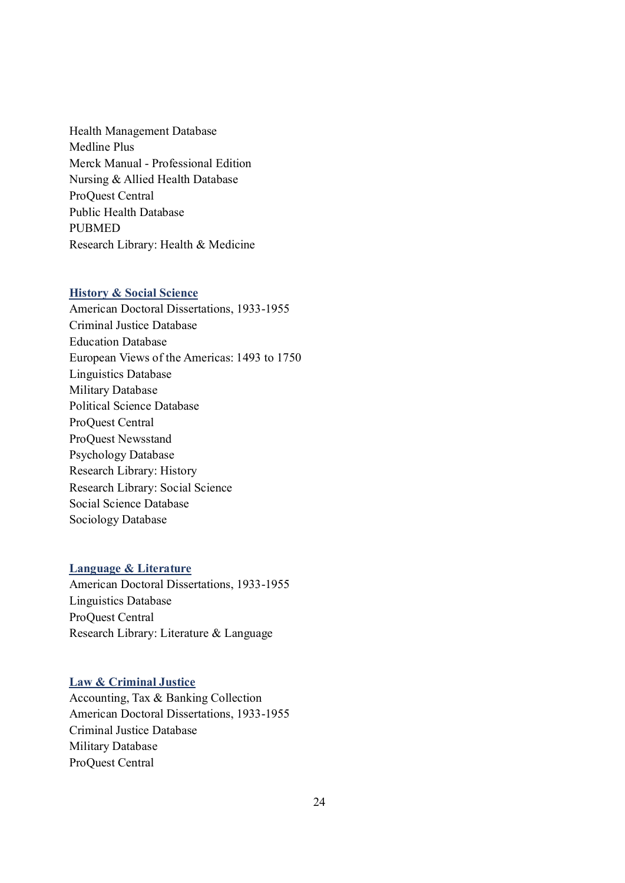Health Management Database
Medline Plus
Merck Manual - Professional Edition
Nursing & Allied Health Database
ProQuest Central
Public Health Database
PUBMED
Research Library: Health & Medicine

**History & Social Science**

American Doctoral Dissertations, 1933-1955
Criminal Justice Database
Education Database
European Views of the Americas: 1493 to 1750
Linguistics Database
Military Database
Political Science Database
ProQuest Central
ProQuest Newsstand
Psychology Database
Research Library: History
Research Library: Social Science
Social Science Database
Sociology Database

**Language & Literature**

American Doctoral Dissertations, 1933-1955
Linguistics Database
ProQuest Central
Research Library: Literature & Language

**Law & Criminal Justice**

Accounting, Tax & Banking Collection
American Doctoral Dissertations, 1933-1955
Criminal Justice Database
Military Database
ProQuest Central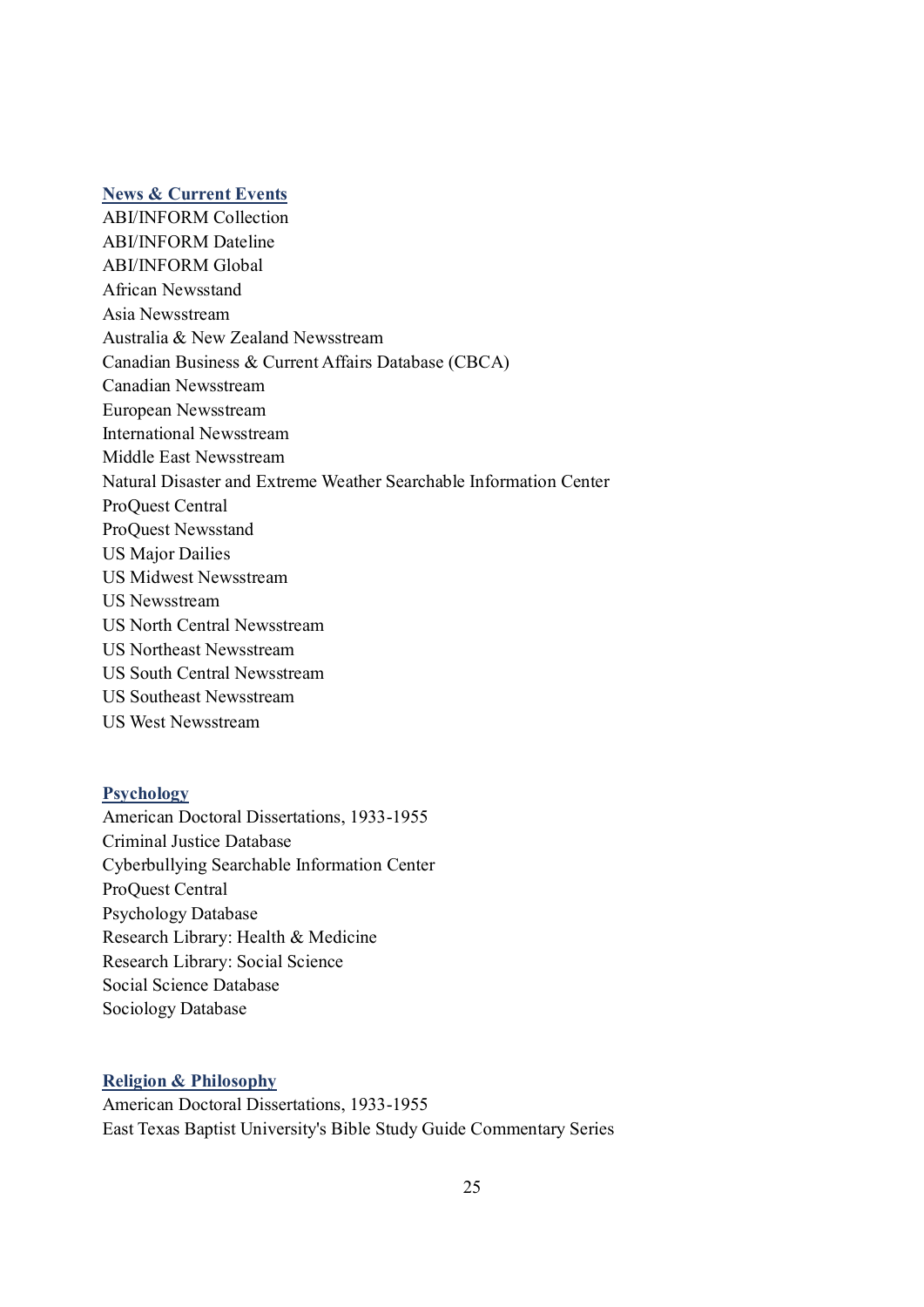### [News & Current Events]

ABI/INFORM Collection
ABI/INFORM Dateline
ABI/INFORM Global
African Newsstand
Asia Newsstream
Australia & New Zealand Newsstream
Canadian Business & Current Affairs Database (CBCA)
Canadian Newsstream
European Newsstream
International Newsstream
Middle East Newsstream
Natural Disaster and Extreme Weather Searchable Information Center
ProQuest Central
ProQuest Newsstand
US Major Dailies
US Midwest Newsstream
US Newsstream
US North Central Newsstream
US Northeast Newsstream
US South Central Newsstream
US Southeast Newsstream
US West Newsstream

### [Psychology]

American Doctoral Dissertations, 1933-1955
Criminal Justice Database
Cyberbullying Searchable Information Center
ProQuest Central
Psychology Database
Research Library: Health & Medicine
Research Library: Social Science
Social Science Database
Sociology Database

### [Religion & Philosophy]

American Doctoral Dissertations, 1933-1955
East Texas Baptist University's Bible Study Guide Commentary Series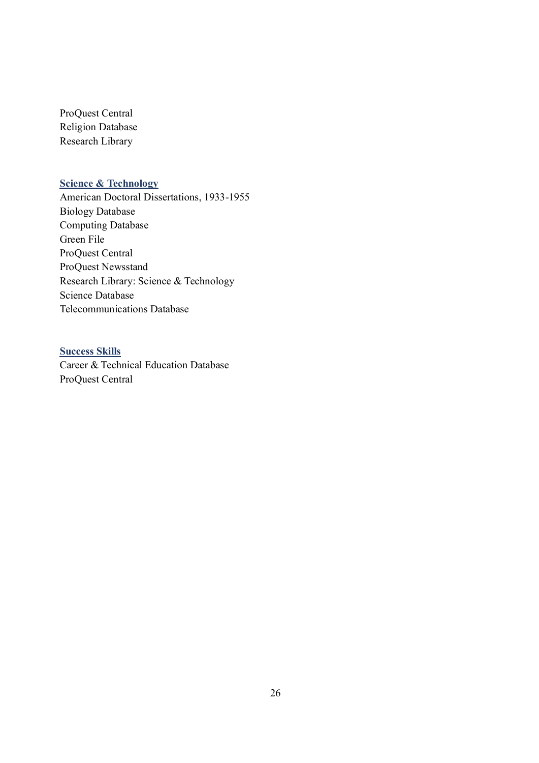ProQuest Central  
Religion Database  
Research Library

### [Science & Technology]

American Doctoral Dissertations, 1933-1955  
Biology Database  
Computing Database  
Green File  
ProQuest Central  
ProQuest Newsstand  
Research Library: Science & Technology  
Science Database  
Telecommunications Database

### [Success Skills]

Career & Technical Education Database  
ProQuest Central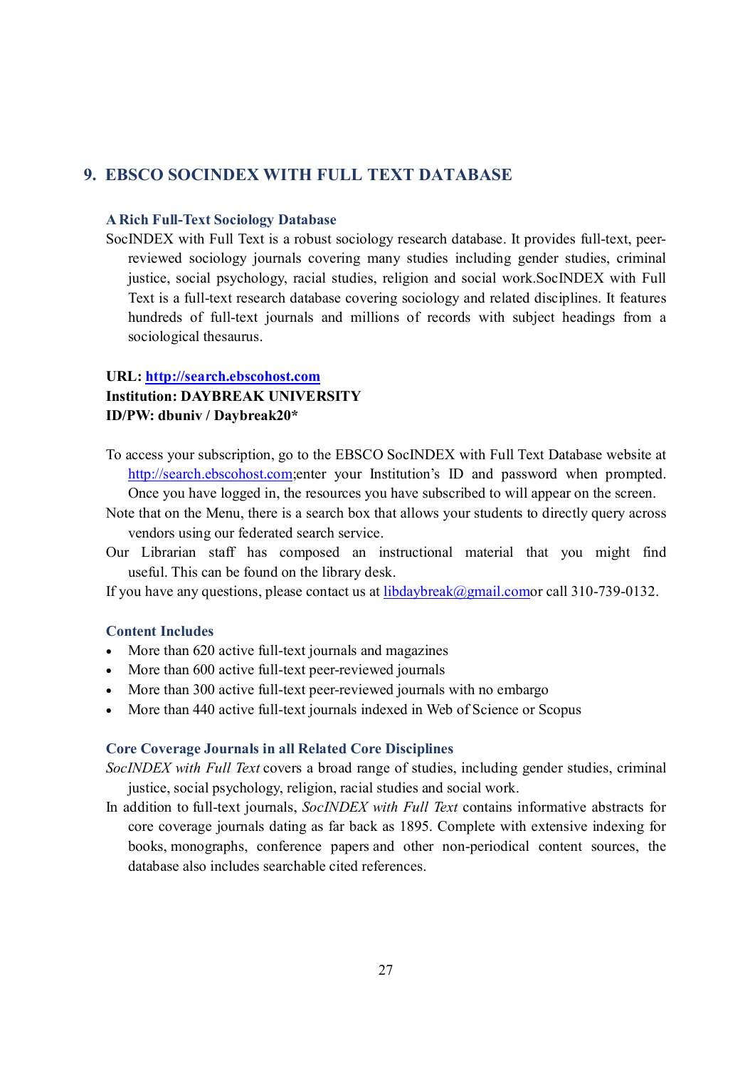## 9. EBSCO SOCINDEX WITH FULL TEXT DATABASE

### A Rich Full-Text Sociology Database

SocINDEX with Full Text is a robust sociology research database. It provides full-text, peer-reviewed sociology journals covering many studies including gender studies, criminal justice, social psychology, racial studies, religion and social work.SocINDEX with Full Text is a full-text research database covering sociology and related disciplines. It features hundreds of full-text journals and millions of records with subject headings from a sociological thesaurus.

**URL: [http://search.ebscohost.com](http://search.ebscohost.com)**
**Institution: DAYBREAK UNIVERSITY**
**ID/PW: dbuniv / Daybreak20***

To access your subscription, go to the EBSCO SocINDEX with Full Text Database website at [http://search.ebscohost.com](http://search.ebscohost.com);enter your Institution's ID and password when prompted. Once you have logged in, the resources you have subscribed to will appear on the screen.

Note that on the Menu, there is a search box that allows your students to directly query across vendors using our federated search service.

Our Librarian staff has composed an instructional material that you might find useful. This can be found on the library desk.

If you have any questions, please contact us at [libdaybreak@gmail.com](mailto:libdaybreak@gmail.com)or call 310-739-0132.

### Content Includes

- More than 620 active full-text journals and magazines
- More than 600 active full-text peer-reviewed journals
- More than 300 active full-text peer-reviewed journals with no embargo
- More than 440 active full-text journals indexed in Web of Science or Scopus

### Core Coverage Journals in all Related Core Disciplines

*SocINDEX with Full Text* covers a broad range of studies, including gender studies, criminal justice, social psychology, religion, racial studies and social work.

In addition to full-text journals, *SocINDEX with Full Text* contains informative abstracts for core coverage journals dating as far back as 1895. Complete with extensive indexing for books, monographs, conference papers and other non-periodical content sources, the database also includes searchable cited references.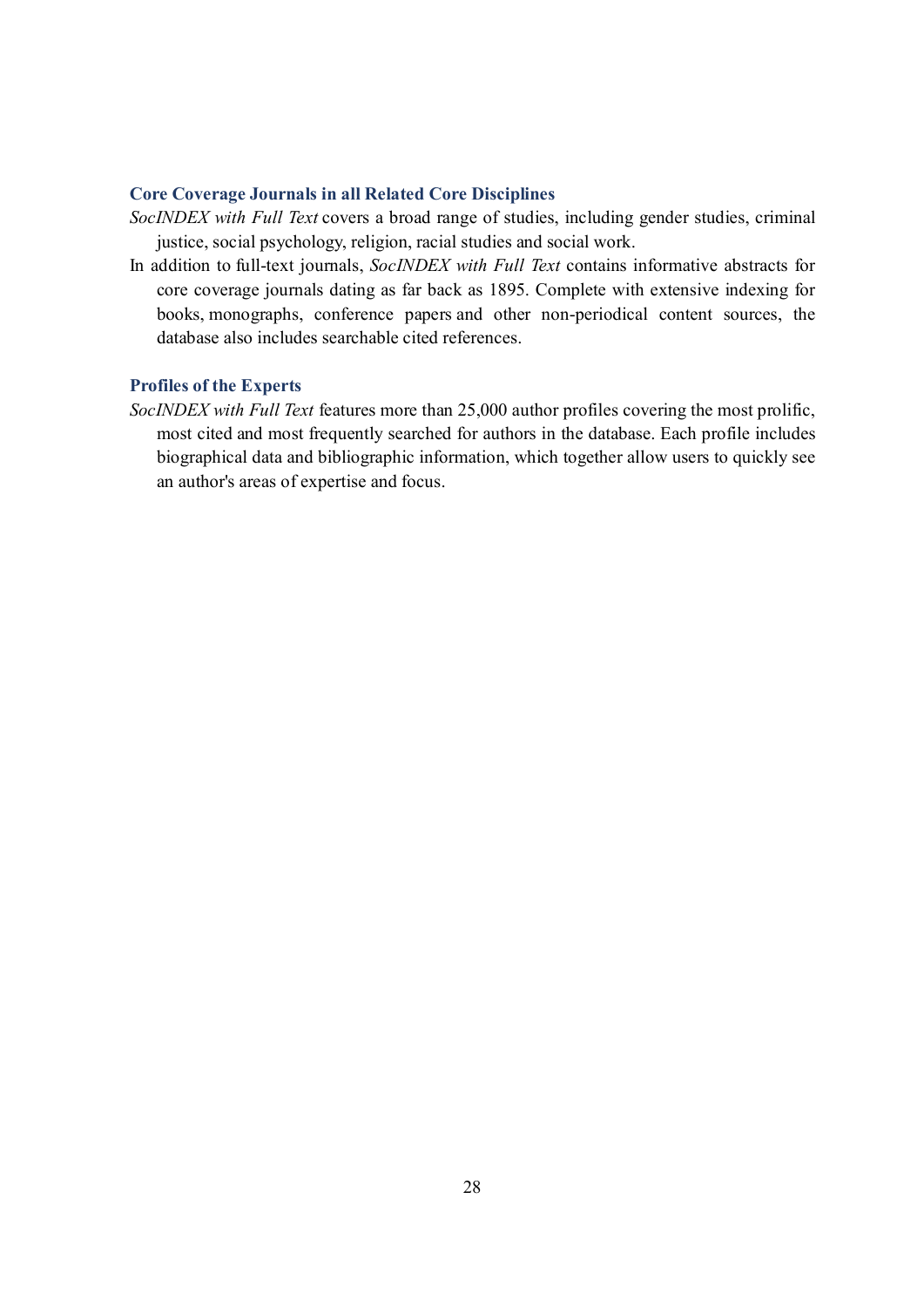### Core Coverage Journals in all Related Core Disciplines

*SocINDEX with Full Text* covers a broad range of studies, including gender studies, criminal justice, social psychology, religion, racial studies and social work.

In addition to full-text journals, *SocINDEX with Full Text* contains informative abstracts for core coverage journals dating as far back as 1895. Complete with extensive indexing for books, monographs, conference papers and other non-periodical content sources, the database also includes searchable cited references.

### Profiles of the Experts

*SocINDEX with Full Text* features more than 25,000 author profiles covering the most prolific, most cited and most frequently searched for authors in the database. Each profile includes biographical data and bibliographic information, which together allow users to quickly see an author's areas of expertise and focus.